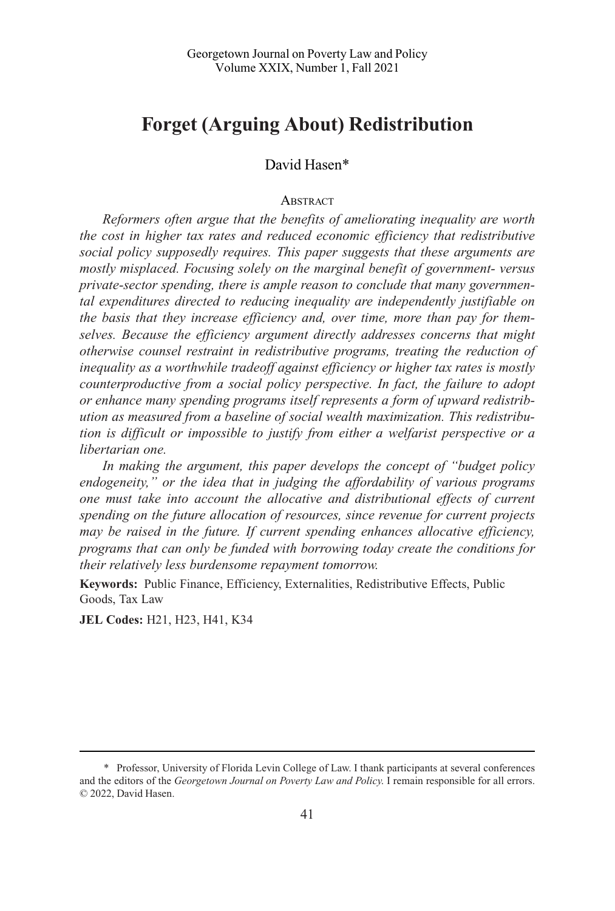# Forget (Arguing About) Redistribution

David Hasen*

Abstract

*Reformers often argue that the benefits of ameliorating inequality are worth the cost in higher tax rates and reduced economic efficiency that redistributive social policy supposedly requires. This paper suggests that these arguments are mostly misplaced. Focusing solely on the marginal benefit of government- versus private-sector spending, there is ample reason to conclude that many governmental expenditures directed to reducing inequality are independently justifiable on the basis that they increase efficiency and, over time, more than pay for themselves. Because the efficiency argument directly addresses concerns that might otherwise counsel restraint in redistributive programs, treating the reduction of inequality as a worthwhile tradeoff against efficiency or higher tax rates is mostly counterproductive from a social policy perspective. In fact, the failure to adopt or enhance many spending programs itself represents a form of upward redistribution as measured from a baseline of social wealth maximization. This redistribution is difficult or impossible to justify from either a welfarist perspective or a libertarian one.*

*In making the argument, this paper develops the concept of "budget policy endogeneity," or the idea that in judging the affordability of various programs one must take into account the allocative and distributional effects of current spending on the future allocation of resources, since revenue for current projects may be raised in the future. If current spending enhances allocative efficiency, programs that can only be funded with borrowing today create the conditions for their relatively less burdensome repayment tomorrow.*

**Keywords:** Public Finance, Efficiency, Externalities, Redistributive Effects, Public Goods, Tax Law

**JEL Codes:** H21, H23, H41, K34

---

\* Professor, University of Florida Levin College of Law. I thank participants at several conferences and the editors of the *Georgetown Journal on Poverty Law and Policy*. I remain responsible for all errors. © 2022, David Hasen.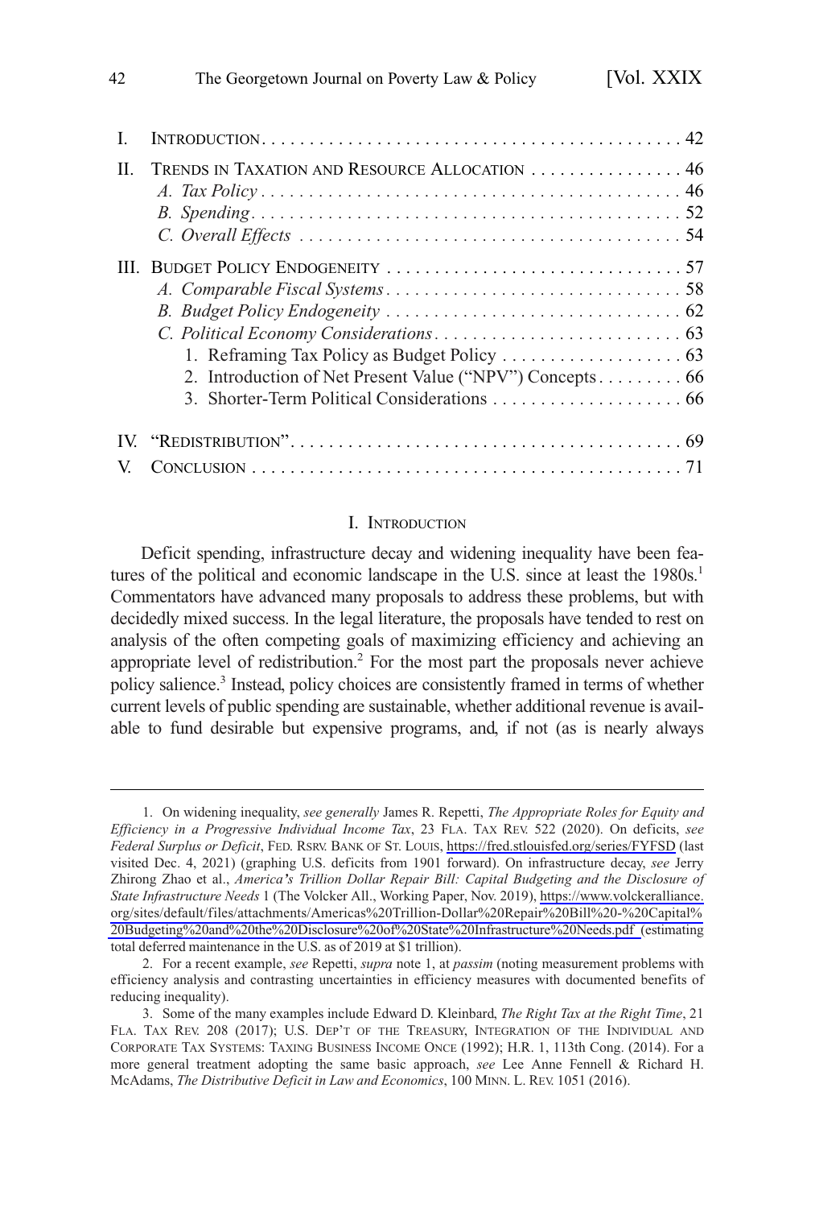| | | |
|---|---|---|
| I. | INTRODUCTION | 42 |
| II. | TRENDS IN TAXATION AND RESOURCE ALLOCATION | 46 |
| | *A. Tax Policy* | 46 |
| | *B. Spending* | 52 |
| | *C. Overall Effects* | 54 |
| III. | BUDGET POLICY ENDOGENEITY | 57 |
| | *A. Comparable Fiscal Systems* | 58 |
| | *B. Budget Policy Endogeneity* | 62 |
| | *C. Political Economy Considerations* | 63 |
| | 1. Reframing Tax Policy as Budget Policy | 63 |
| | 2. Introduction of Net Present Value ("NPV") Concepts | 66 |
| | 3. Shorter-Term Political Considerations | 66 |
| IV. | "REDISTRIBUTION" | 69 |
| V. | CONCLUSION | 71 |

## I. INTRODUCTION

Deficit spending, infrastructure decay and widening inequality have been features of the political and economic landscape in the U.S. since at least the 1980s.[1] Commentators have advanced many proposals to address these problems, but with decidedly mixed success. In the legal literature, the proposals have tended to rest on analysis of the often competing goals of maximizing efficiency and achieving an appropriate level of redistribution.[2] For the most part the proposals never achieve policy salience.[3] Instead, policy choices are consistently framed in terms of whether current levels of public spending are sustainable, whether additional revenue is available to fund desirable but expensive programs, and, if not (as is nearly always

---

1. On widening inequality, *see generally* James R. Repetti, *The Appropriate Roles for Equity and Efficiency in a Progressive Individual Income Tax*, 23 FLA. TAX REV. 522 (2020). On deficits, *see Federal Surplus or Deficit*, FED. RSRV. BANK OF ST. LOUIS, https://fred.stlouisfed.org/series/FYFSD (last visited Dec. 4, 2021) (graphing U.S. deficits from 1901 forward). On infrastructure decay, *see* Jerry Zhirong Zhao et al., *America's Trillion Dollar Repair Bill: Capital Budgeting and the Disclosure of State Infrastructure Needs* 1 (The Volcker All., Working Paper, Nov. 2019), https://www.volckeralliance.org/sites/default/files/attachments/Americas%20Trillion-Dollar%20Repair%20Bill%20-%20Capital%20Budgeting%20and%20the%20Disclosure%20of%20State%20Infrastructure%20Needs.pdf (estimating total deferred maintenance in the U.S. as of 2019 at $1 trillion).

2. For a recent example, *see* Repetti, *supra* note 1, at *passim* (noting measurement problems with efficiency analysis and contrasting uncertainties in efficiency measures with documented benefits of reducing inequality).

3. Some of the many examples include Edward D. Kleinbard, *The Right Tax at the Right Time*, 21 FLA. TAX REV. 208 (2017); U.S. DEP'T OF THE TREASURY, INTEGRATION OF THE INDIVIDUAL AND CORPORATE TAX SYSTEMS: TAXING BUSINESS INCOME ONCE (1992); H.R. 1, 113th Cong. (2014). For a more general treatment adopting the same basic approach, *see* Lee Anne Fennell & Richard H. McAdams, *The Distributive Deficit in Law and Economics*, 100 MINN. L. REV. 1051 (2016).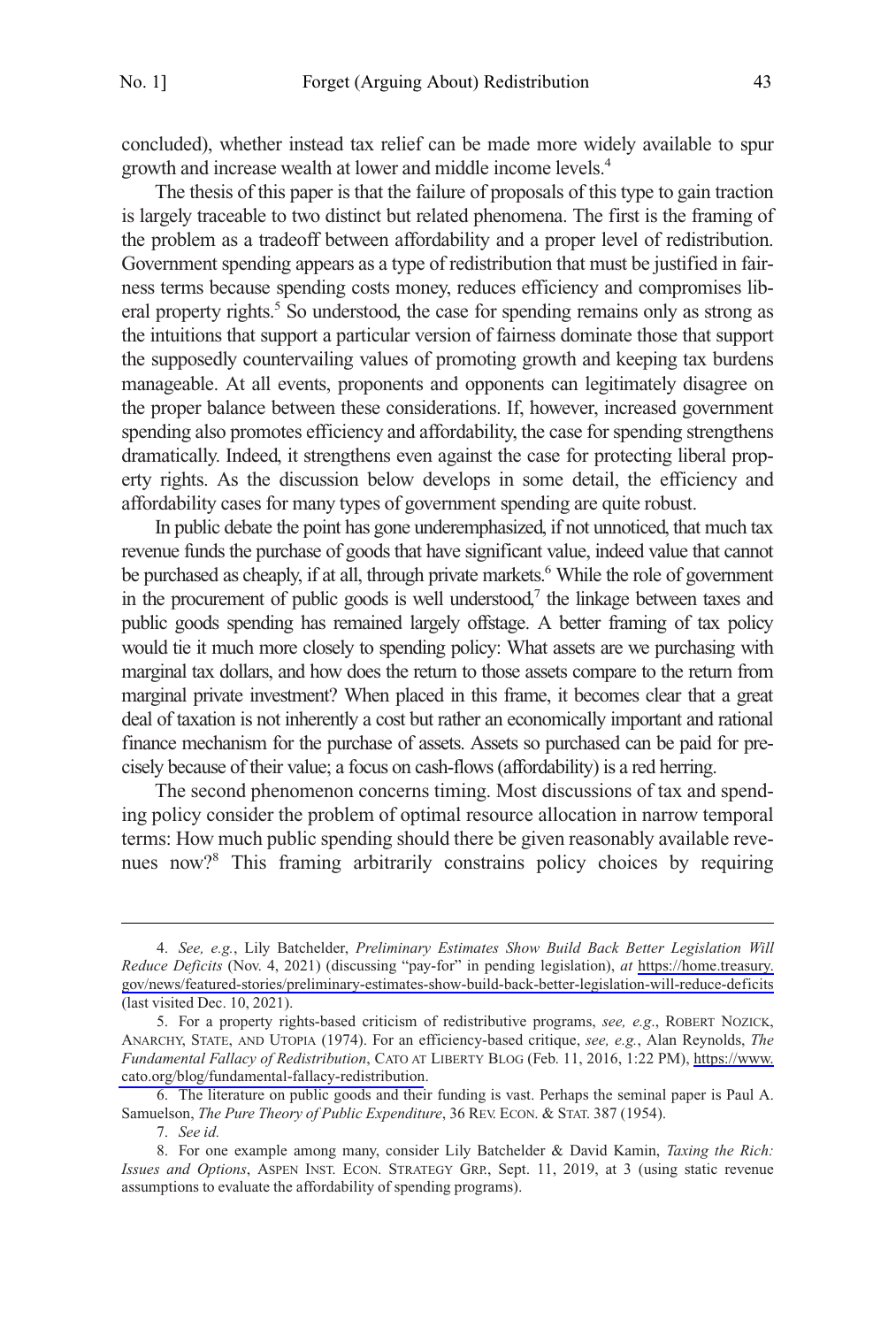concluded), whether instead tax relief can be made more widely available to spur growth and increase wealth at lower and middle income levels.[4]

The thesis of this paper is that the failure of proposals of this type to gain traction is largely traceable to two distinct but related phenomena. The first is the framing of the problem as a tradeoff between affordability and a proper level of redistribution. Government spending appears as a type of redistribution that must be justified in fairness terms because spending costs money, reduces efficiency and compromises liberal property rights.[5] So understood, the case for spending remains only as strong as the intuitions that support a particular version of fairness dominate those that support the supposedly countervailing values of promoting growth and keeping tax burdens manageable. At all events, proponents and opponents can legitimately disagree on the proper balance between these considerations. If, however, increased government spending also promotes efficiency and affordability, the case for spending strengthens dramatically. Indeed, it strengthens even against the case for protecting liberal property rights. As the discussion below develops in some detail, the efficiency and affordability cases for many types of government spending are quite robust.

In public debate the point has gone underemphasized, if not unnoticed, that much tax revenue funds the purchase of goods that have significant value, indeed value that cannot be purchased as cheaply, if at all, through private markets.[6] While the role of government in the procurement of public goods is well understood,[7] the linkage between taxes and public goods spending has remained largely offstage. A better framing of tax policy would tie it much more closely to spending policy: What assets are we purchasing with marginal tax dollars, and how does the return to those assets compare to the return from marginal private investment? When placed in this frame, it becomes clear that a great deal of taxation is not inherently a cost but rather an economically important and rational finance mechanism for the purchase of assets. Assets so purchased can be paid for precisely because of their value; a focus on cash-flows (affordability) is a red herring.

The second phenomenon concerns timing. Most discussions of tax and spending policy consider the problem of optimal resource allocation in narrow temporal terms: How much public spending should there be given reasonably available revenues now?[8] This framing arbitrarily constrains policy choices by requiring

---

4. *See, e.g.*, Lily Batchelder, *Preliminary Estimates Show Build Back Better Legislation Will Reduce Deficits* (Nov. 4, 2021) (discussing "pay-for" in pending legislation), *at* https://home.treasury.gov/news/featured-stories/preliminary-estimates-show-build-back-better-legislation-will-reduce-deficits (last visited Dec. 10, 2021).

5. For a property rights-based criticism of redistributive programs, *see, e.g*., ROBERT NOZICK, ANARCHY, STATE, AND UTOPIA (1974). For an efficiency-based critique, *see, e.g.*, Alan Reynolds, *The Fundamental Fallacy of Redistribution*, CATO AT LIBERTY BLOG (Feb. 11, 2016, 1:22 PM), https://www.cato.org/blog/fundamental-fallacy-redistribution.

6. The literature on public goods and their funding is vast. Perhaps the seminal paper is Paul A. Samuelson, *The Pure Theory of Public Expenditure*, 36 REV. ECON. & STAT. 387 (1954).

7. *See id.*

8. For one example among many, consider Lily Batchelder & David Kamin, *Taxing the Rich: Issues and Options*, ASPEN INST. ECON. STRATEGY GRP., Sept. 11, 2019, at 3 (using static revenue assumptions to evaluate the affordability of spending programs).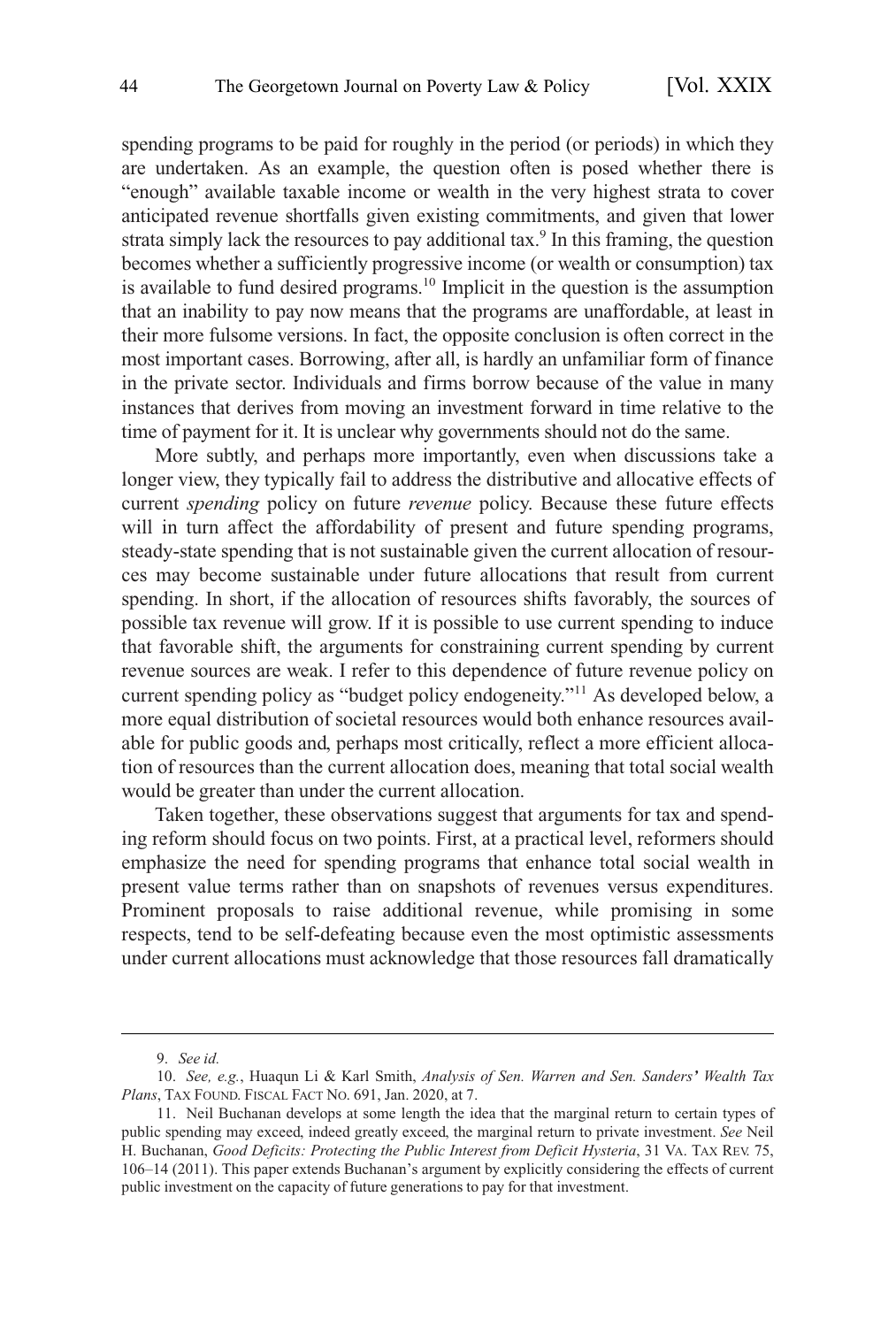spending programs to be paid for roughly in the period (or periods) in which they are undertaken. As an example, the question often is posed whether there is "enough" available taxable income or wealth in the very highest strata to cover anticipated revenue shortfalls given existing commitments, and given that lower strata simply lack the resources to pay additional tax.[9] In this framing, the question becomes whether a sufficiently progressive income (or wealth or consumption) tax is available to fund desired programs.[10] Implicit in the question is the assumption that an inability to pay now means that the programs are unaffordable, at least in their more fulsome versions. In fact, the opposite conclusion is often correct in the most important cases. Borrowing, after all, is hardly an unfamiliar form of finance in the private sector. Individuals and firms borrow because of the value in many instances that derives from moving an investment forward in time relative to the time of payment for it. It is unclear why governments should not do the same.

More subtly, and perhaps more importantly, even when discussions take a longer view, they typically fail to address the distributive and allocative effects of current *spending* policy on future *revenue* policy. Because these future effects will in turn affect the affordability of present and future spending programs, steady-state spending that is not sustainable given the current allocation of resources may become sustainable under future allocations that result from current spending. In short, if the allocation of resources shifts favorably, the sources of possible tax revenue will grow. If it is possible to use current spending to induce that favorable shift, the arguments for constraining current spending by current revenue sources are weak. I refer to this dependence of future revenue policy on current spending policy as "budget policy endogeneity."[11] As developed below, a more equal distribution of societal resources would both enhance resources available for public goods and, perhaps most critically, reflect a more efficient allocation of resources than the current allocation does, meaning that total social wealth would be greater than under the current allocation.

Taken together, these observations suggest that arguments for tax and spending reform should focus on two points. First, at a practical level, reformers should emphasize the need for spending programs that enhance total social wealth in present value terms rather than on snapshots of revenues versus expenditures. Prominent proposals to raise additional revenue, while promising in some respects, tend to be self-defeating because even the most optimistic assessments under current allocations must acknowledge that those resources fall dramatically

---

9. *See id.*

10. *See, e.g.*, Huaqun Li & Karl Smith, *Analysis of Sen. Warren and Sen. Sanders' Wealth Tax Plans*, TAX FOUND. FISCAL FACT NO. 691, Jan. 2020, at 7.

11. Neil Buchanan develops at some length the idea that the marginal return to certain types of public spending may exceed, indeed greatly exceed, the marginal return to private investment. *See* Neil H. Buchanan, *Good Deficits: Protecting the Public Interest from Deficit Hysteria*, 31 VA. TAX REV. 75, 106–14 (2011). This paper extends Buchanan's argument by explicitly considering the effects of current public investment on the capacity of future generations to pay for that investment.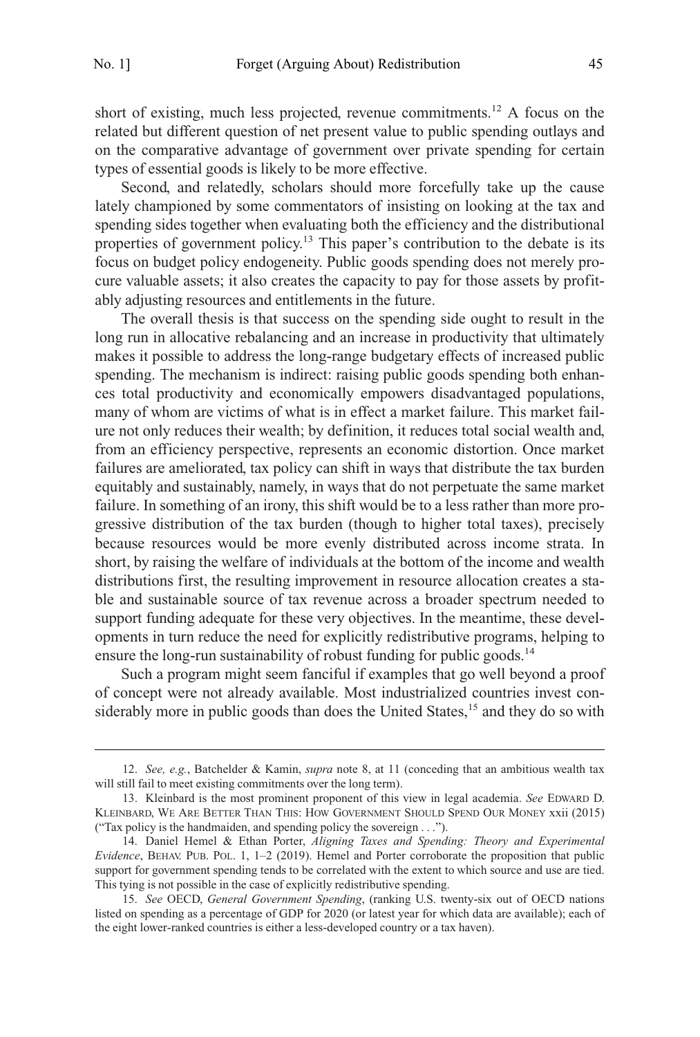short of existing, much less projected, revenue commitments.[12] A focus on the related but different question of net present value to public spending outlays and on the comparative advantage of government over private spending for certain types of essential goods is likely to be more effective.

Second, and relatedly, scholars should more forcefully take up the cause lately championed by some commentators of insisting on looking at the tax and spending sides together when evaluating both the efficiency and the distributional properties of government policy.[13] This paper's contribution to the debate is its focus on budget policy endogeneity. Public goods spending does not merely procure valuable assets; it also creates the capacity to pay for those assets by profitably adjusting resources and entitlements in the future.

The overall thesis is that success on the spending side ought to result in the long run in allocative rebalancing and an increase in productivity that ultimately makes it possible to address the long-range budgetary effects of increased public spending. The mechanism is indirect: raising public goods spending both enhances total productivity and economically empowers disadvantaged populations, many of whom are victims of what is in effect a market failure. This market failure not only reduces their wealth; by definition, it reduces total social wealth and, from an efficiency perspective, represents an economic distortion. Once market failures are ameliorated, tax policy can shift in ways that distribute the tax burden equitably and sustainably, namely, in ways that do not perpetuate the same market failure. In something of an irony, this shift would be to a less rather than more progressive distribution of the tax burden (though to higher total taxes), precisely because resources would be more evenly distributed across income strata. In short, by raising the welfare of individuals at the bottom of the income and wealth distributions first, the resulting improvement in resource allocation creates a stable and sustainable source of tax revenue across a broader spectrum needed to support funding adequate for these very objectives. In the meantime, these developments in turn reduce the need for explicitly redistributive programs, helping to ensure the long-run sustainability of robust funding for public goods.[14]

Such a program might seem fanciful if examples that go well beyond a proof of concept were not already available. Most industrialized countries invest considerably more in public goods than does the United States,[15] and they do so with

---

12. *See, e.g.*, Batchelder & Kamin, *supra* note 8, at 11 (conceding that an ambitious wealth tax will still fail to meet existing commitments over the long term).

13. Kleinbard is the most prominent proponent of this view in legal academia. *See* EDWARD D. KLEINBARD, WE ARE BETTER THAN THIS: HOW GOVERNMENT SHOULD SPEND OUR MONEY xxii (2015) ("Tax policy is the handmaiden, and spending policy the sovereign . . .").

14. Daniel Hemel & Ethan Porter, *Aligning Taxes and Spending: Theory and Experimental Evidence*, BEHAV. PUB. POL. 1, 1–2 (2019). Hemel and Porter corroborate the proposition that public support for government spending tends to be correlated with the extent to which source and use are tied. This tying is not possible in the case of explicitly redistributive spending.

15. *See* OECD, *General Government Spending*, (ranking U.S. twenty-six out of OECD nations listed on spending as a percentage of GDP for 2020 (or latest year for which data are available); each of the eight lower-ranked countries is either a less-developed country or a tax haven).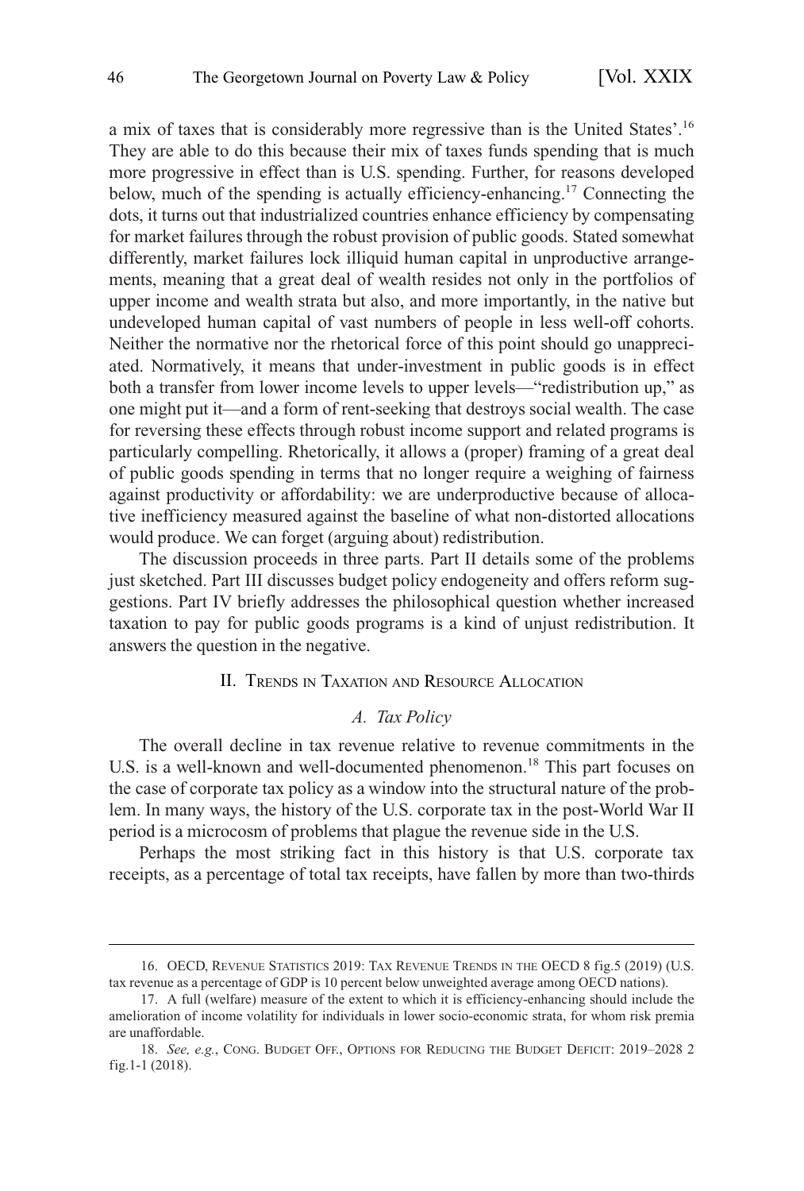a mix of taxes that is considerably more regressive than is the United States'.[16] They are able to do this because their mix of taxes funds spending that is much more progressive in effect than is U.S. spending. Further, for reasons developed below, much of the spending is actually efficiency-enhancing.[17] Connecting the dots, it turns out that industrialized countries enhance efficiency by compensating for market failures through the robust provision of public goods. Stated somewhat differently, market failures lock illiquid human capital in unproductive arrangements, meaning that a great deal of wealth resides not only in the portfolios of upper income and wealth strata but also, and more importantly, in the native but undeveloped human capital of vast numbers of people in less well-off cohorts. Neither the normative nor the rhetorical force of this point should go unappreciated. Normatively, it means that under-investment in public goods is in effect both a transfer from lower income levels to upper levels—"redistribution up," as one might put it—and a form of rent-seeking that destroys social wealth. The case for reversing these effects through robust income support and related programs is particularly compelling. Rhetorically, it allows a (proper) framing of a great deal of public goods spending in terms that no longer require a weighing of fairness against productivity or affordability: we are underproductive because of allocative inefficiency measured against the baseline of what non-distorted allocations would produce. We can forget (arguing about) redistribution.

The discussion proceeds in three parts. Part II details some of the problems just sketched. Part III discusses budget policy endogeneity and offers reform suggestions. Part IV briefly addresses the philosophical question whether increased taxation to pay for public goods programs is a kind of unjust redistribution. It answers the question in the negative.

## II. Trends in Taxation and Resource Allocation

### *A. Tax Policy*

The overall decline in tax revenue relative to revenue commitments in the U.S. is a well-known and well-documented phenomenon.[18] This part focuses on the case of corporate tax policy as a window into the structural nature of the problem. In many ways, the history of the U.S. corporate tax in the post-World War II period is a microcosm of problems that plague the revenue side in the U.S.

Perhaps the most striking fact in this history is that U.S. corporate tax receipts, as a percentage of total tax receipts, have fallen by more than two-thirds

---

16. OECD, Revenue Statistics 2019: Tax Revenue Trends in the OECD 8 fig.5 (2019) (U.S. tax revenue as a percentage of GDP is 10 percent below unweighted average among OECD nations).

17. A full (welfare) measure of the extent to which it is efficiency-enhancing should include the amelioration of income volatility for individuals in lower socio-economic strata, for whom risk premia are unaffordable.

18. *See, e.g.*, Cong. Budget Off., Options for Reducing the Budget Deficit: 2019–2028 2 fig.1-1 (2018).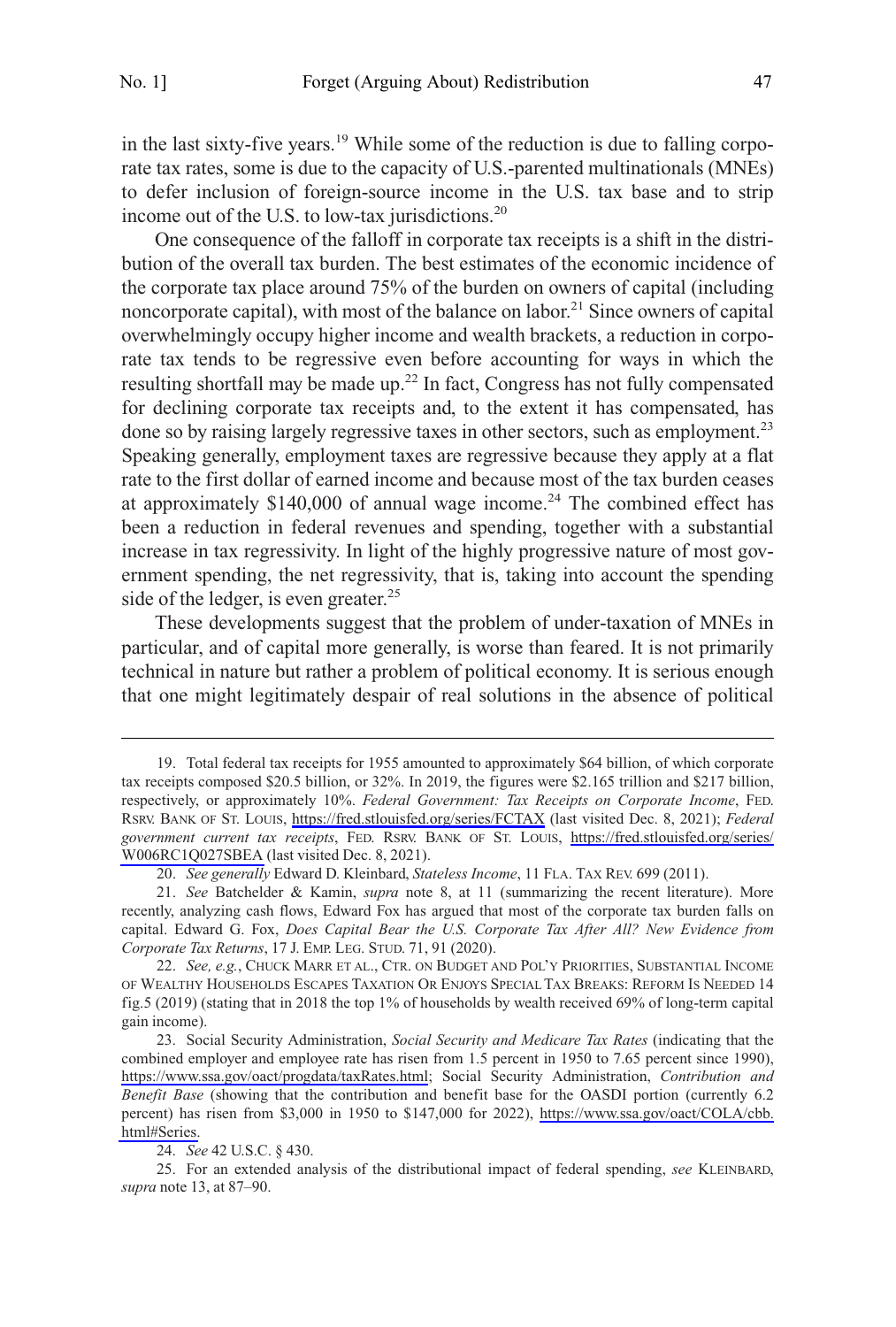in the last sixty-five years.[19] While some of the reduction is due to falling corporate tax rates, some is due to the capacity of U.S.-parented multinationals (MNEs) to defer inclusion of foreign-source income in the U.S. tax base and to strip income out of the U.S. to low-tax jurisdictions.[20]

One consequence of the falloff in corporate tax receipts is a shift in the distribution of the overall tax burden. The best estimates of the economic incidence of the corporate tax place around 75% of the burden on owners of capital (including noncorporate capital), with most of the balance on labor.[21] Since owners of capital overwhelmingly occupy higher income and wealth brackets, a reduction in corporate tax tends to be regressive even before accounting for ways in which the resulting shortfall may be made up.[22] In fact, Congress has not fully compensated for declining corporate tax receipts and, to the extent it has compensated, has done so by raising largely regressive taxes in other sectors, such as employment.[23] Speaking generally, employment taxes are regressive because they apply at a flat rate to the first dollar of earned income and because most of the tax burden ceases at approximately $140,000 of annual wage income.[24] The combined effect has been a reduction in federal revenues and spending, together with a substantial increase in tax regressivity. In light of the highly progressive nature of most government spending, the net regressivity, that is, taking into account the spending side of the ledger, is even greater.[25]

These developments suggest that the problem of under-taxation of MNEs in particular, and of capital more generally, is worse than feared. It is not primarily technical in nature but rather a problem of political economy. It is serious enough that one might legitimately despair of real solutions in the absence of political

---

19. Total federal tax receipts for 1955 amounted to approximately $64 billion, of which corporate tax receipts composed $20.5 billion, or 32%. In 2019, the figures were $2.165 trillion and $217 billion, respectively, or approximately 10%. *Federal Government: Tax Receipts on Corporate Income*, FED. RSRV. BANK OF ST. LOUIS, https://fred.stlouisfed.org/series/FCTAX (last visited Dec. 8, 2021); *Federal government current tax receipts*, FED. RSRV. BANK OF ST. LOUIS, https://fred.stlouisfed.org/series/W006RC1Q027SBEA (last visited Dec. 8, 2021).

20. *See generally* Edward D. Kleinbard, *Stateless Income*, 11 FLA. TAX REV. 699 (2011).

21. *See* Batchelder & Kamin, *supra* note 8, at 11 (summarizing the recent literature). More recently, analyzing cash flows, Edward Fox has argued that most of the corporate tax burden falls on capital. Edward G. Fox, *Does Capital Bear the U.S. Corporate Tax After All? New Evidence from Corporate Tax Returns*, 17 J. EMP. LEG. STUD. 71, 91 (2020).

22. *See, e.g.*, CHUCK MARR ET AL., CTR. ON BUDGET AND POL'Y PRIORITIES, SUBSTANTIAL INCOME OF WEALTHY HOUSEHOLDS ESCAPES TAXATION OR ENJOYS SPECIAL TAX BREAKS: REFORM IS NEEDED 14 fig.5 (2019) (stating that in 2018 the top 1% of households by wealth received 69% of long-term capital gain income).

23. Social Security Administration, *Social Security and Medicare Tax Rates* (indicating that the combined employer and employee rate has risen from 1.5 percent in 1950 to 7.65 percent since 1990), https://www.ssa.gov/oact/progdata/taxRates.html; Social Security Administration, *Contribution and Benefit Base* (showing that the contribution and benefit base for the OASDI portion (currently 6.2 percent) has risen from $3,000 in 1950 to $147,000 for 2022), https://www.ssa.gov/oact/COLA/cbb.html#Series.

24. *See* 42 U.S.C. § 430.

25. For an extended analysis of the distributional impact of federal spending, *see* KLEINBARD, *supra* note 13, at 87–90.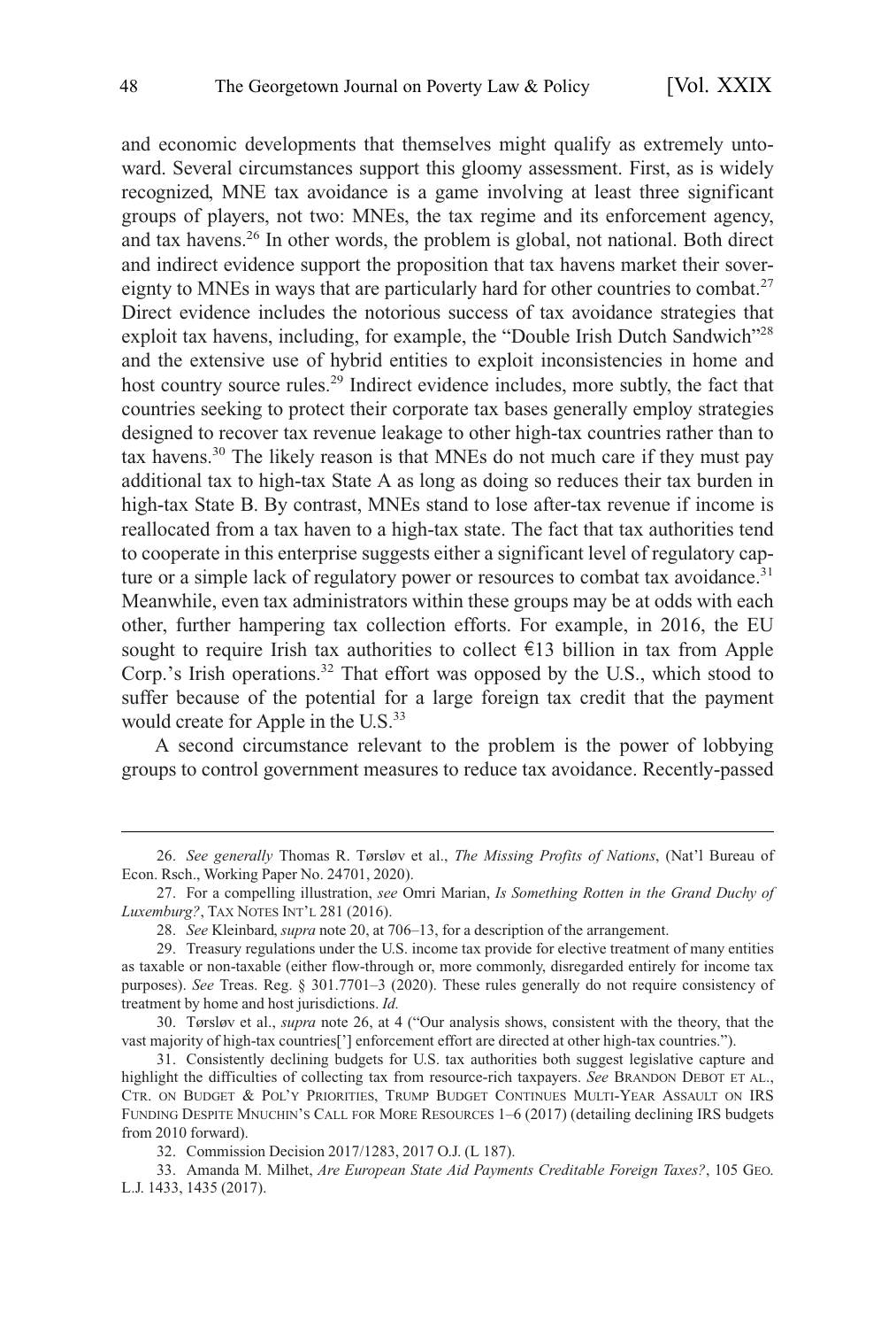and economic developments that themselves might qualify as extremely untoward. Several circumstances support this gloomy assessment. First, as is widely recognized, MNE tax avoidance is a game involving at least three significant groups of players, not two: MNEs, the tax regime and its enforcement agency, and tax havens.[26] In other words, the problem is global, not national. Both direct and indirect evidence support the proposition that tax havens market their sovereignty to MNEs in ways that are particularly hard for other countries to combat.[27] Direct evidence includes the notorious success of tax avoidance strategies that exploit tax havens, including, for example, the "Double Irish Dutch Sandwich"[28] and the extensive use of hybrid entities to exploit inconsistencies in home and host country source rules.[29] Indirect evidence includes, more subtly, the fact that countries seeking to protect their corporate tax bases generally employ strategies designed to recover tax revenue leakage to other high-tax countries rather than to tax havens.[30] The likely reason is that MNEs do not much care if they must pay additional tax to high-tax State A as long as doing so reduces their tax burden in high-tax State B. By contrast, MNEs stand to lose after-tax revenue if income is reallocated from a tax haven to a high-tax state. The fact that tax authorities tend to cooperate in this enterprise suggests either a significant level of regulatory capture or a simple lack of regulatory power or resources to combat tax avoidance.[31] Meanwhile, even tax administrators within these groups may be at odds with each other, further hampering tax collection efforts. For example, in 2016, the EU sought to require Irish tax authorities to collect €13 billion in tax from Apple Corp.'s Irish operations.[32] That effort was opposed by the U.S., which stood to suffer because of the potential for a large foreign tax credit that the payment would create for Apple in the U.S.[33]

A second circumstance relevant to the problem is the power of lobbying groups to control government measures to reduce tax avoidance. Recently-passed

---

26. *See generally* Thomas R. Tørsløv et al., *The Missing Profits of Nations*, (Nat'l Bureau of Econ. Rsch., Working Paper No. 24701, 2020).

27. For a compelling illustration, *see* Omri Marian, *Is Something Rotten in the Grand Duchy of Luxemburg?*, TAX NOTES INT'L 281 (2016).

28. *See* Kleinbard, *supra* note 20, at 706–13, for a description of the arrangement.

29. Treasury regulations under the U.S. income tax provide for elective treatment of many entities as taxable or non-taxable (either flow-through or, more commonly, disregarded entirely for income tax purposes). *See* Treas. Reg. § 301.7701–3 (2020). These rules generally do not require consistency of treatment by home and host jurisdictions. *Id.*

30. Tørsløv et al., *supra* note 26, at 4 ("Our analysis shows, consistent with the theory, that the vast majority of high-tax countries['] enforcement effort are directed at other high-tax countries.").

31. Consistently declining budgets for U.S. tax authorities both suggest legislative capture and highlight the difficulties of collecting tax from resource-rich taxpayers. *See* BRANDON DEBOT ET AL., CTR. ON BUDGET & POL'Y PRIORITIES, TRUMP BUDGET CONTINUES MULTI-YEAR ASSAULT ON IRS FUNDING DESPITE MNUCHIN'S CALL FOR MORE RESOURCES 1–6 (2017) (detailing declining IRS budgets from 2010 forward).

32. Commission Decision 2017/1283, 2017 O.J. (L 187).

33. Amanda M. Milhet, *Are European State Aid Payments Creditable Foreign Taxes?*, 105 GEO. L.J. 1433, 1435 (2017).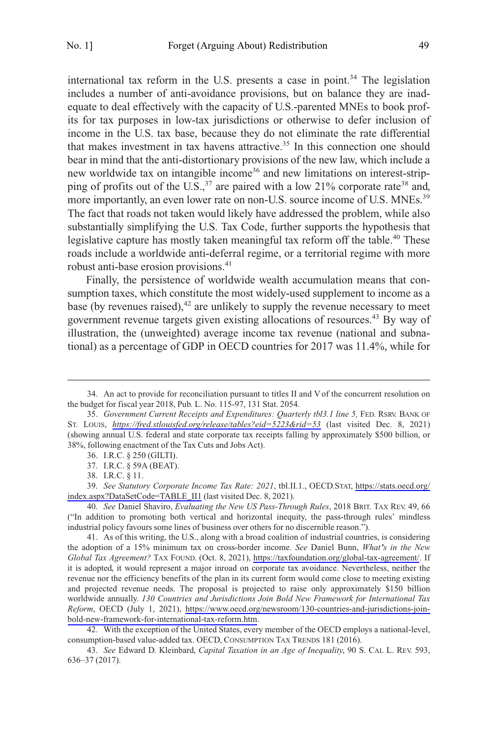international tax reform in the U.S. presents a case in point.[34] The legislation includes a number of anti-avoidance provisions, but on balance they are inadequate to deal effectively with the capacity of U.S.-parented MNEs to book profits for tax purposes in low-tax jurisdictions or otherwise to defer inclusion of income in the U.S. tax base, because they do not eliminate the rate differential that makes investment in tax havens attractive.[35] In this connection one should bear in mind that the anti-distortionary provisions of the new law, which include a new worldwide tax on intangible income[36] and new limitations on interest-stripping of profits out of the U.S.,[37] are paired with a low 21% corporate rate[38] and, more importantly, an even lower rate on non-U.S. source income of U.S. MNEs.[39] The fact that roads not taken would likely have addressed the problem, while also substantially simplifying the U.S. Tax Code, further supports the hypothesis that legislative capture has mostly taken meaningful tax reform off the table.[40] These roads include a worldwide anti-deferral regime, or a territorial regime with more robust anti-base erosion provisions.[41]

Finally, the persistence of worldwide wealth accumulation means that consumption taxes, which constitute the most widely-used supplement to income as a base (by revenues raised),[42] are unlikely to supply the revenue necessary to meet government revenue targets given existing allocations of resources.[43] By way of illustration, the (unweighted) average income tax revenue (national and subnational) as a percentage of GDP in OECD countries for 2017 was 11.4%, while for

---

34. An act to provide for reconciliation pursuant to titles II and V of the concurrent resolution on the budget for fiscal year 2018, Pub. L. No. 115-97, 131 Stat. 2054.

35. *Government Current Receipts and Expenditures: Quarterly tbl3.1 line 5,* FED. RSRV. BANK OF ST. LOUIS, *https://fred.stlouisfed.org/release/tables?eid=5223&rid=53* (last visited Dec. 8, 2021) (showing annual U.S. federal and state corporate tax receipts falling by approximately $500 billion, or 38%, following enactment of the Tax Cuts and Jobs Act).

36. I.R.C. § 250 (GILTI).

37. I.R.C. § 59A (BEAT).

38. I.R.C. § 11.

39. *See Statutory Corporate Income Tax Rate: 2021*, tbl.II.1., OECD.STAT, https://stats.oecd.org/index.aspx?DataSetCode=TABLE_II1 (last visited Dec. 8, 2021).

40. *See* Daniel Shaviro, *Evaluating the New US Pass-Through Rules*, 2018 BRIT. TAX REV. 49, 66 ("In addition to promoting both vertical and horizontal inequity, the pass-through rules' mindless industrial policy favours some lines of business over others for no discernible reason.").

41. As of this writing, the U.S., along with a broad coalition of industrial countries, is considering the adoption of a 15% minimum tax on cross-border income. *See* Daniel Bunn, *What's in the New Global Tax Agreement?* TAX FOUND. (Oct. 8, 2021), https://taxfoundation.org/global-tax-agreement/. If it is adopted, it would represent a major inroad on corporate tax avoidance. Nevertheless, neither the revenue nor the efficiency benefits of the plan in its current form would come close to meeting existing and projected revenue needs. The proposal is projected to raise only approximately $150 billion worldwide annually. *130 Countries and Jurisdictions Join Bold New Framework for International Tax Reform*, OECD (July 1, 2021), https://www.oecd.org/newsroom/130-countries-and-jurisdictions-join-bold-new-framework-for-international-tax-reform.htm.

42. With the exception of the United States, every member of the OECD employs a national-level, consumption-based value-added tax. OECD, CONSUMPTION TAX TRENDS 181 (2016).

43. *See* Edward D. Kleinbard, *Capital Taxation in an Age of Inequality*, 90 S. CAL L. REV. 593, 636–37 (2017).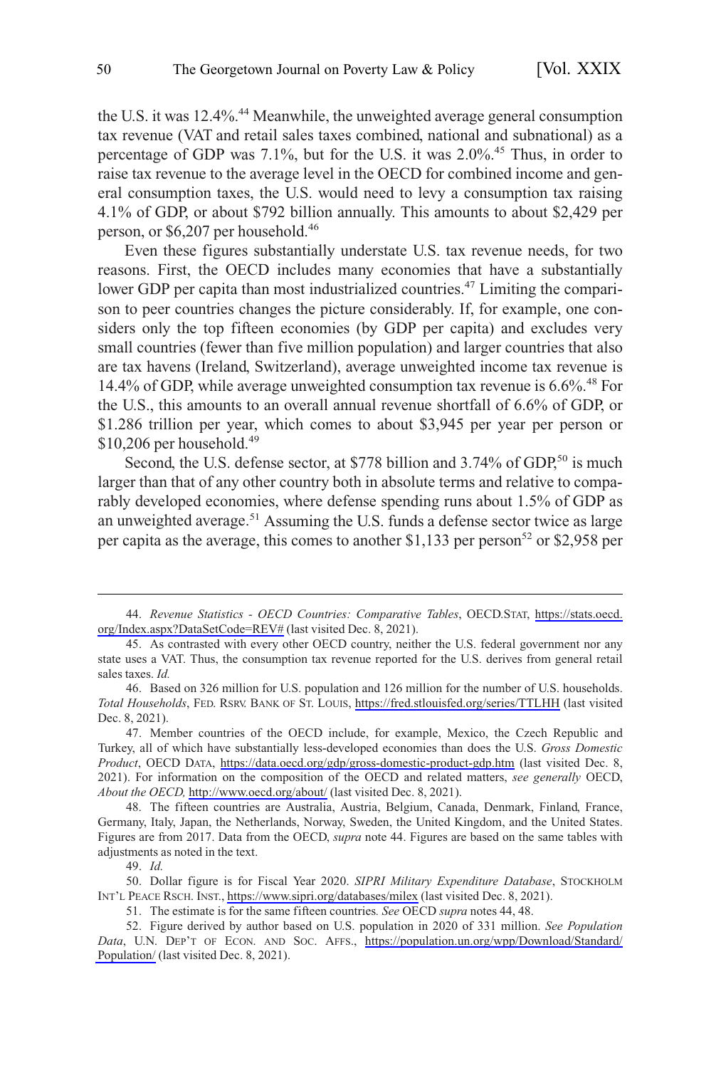the U.S. it was 12.4%.[44] Meanwhile, the unweighted average general consumption tax revenue (VAT and retail sales taxes combined, national and subnational) as a percentage of GDP was 7.1%, but for the U.S. it was 2.0%.[45] Thus, in order to raise tax revenue to the average level in the OECD for combined income and general consumption taxes, the U.S. would need to levy a consumption tax raising 4.1% of GDP, or about $792 billion annually. This amounts to about $2,429 per person, or $6,207 per household.[46]

Even these figures substantially understate U.S. tax revenue needs, for two reasons. First, the OECD includes many economies that have a substantially lower GDP per capita than most industrialized countries.[47] Limiting the comparison to peer countries changes the picture considerably. If, for example, one considers only the top fifteen economies (by GDP per capita) and excludes very small countries (fewer than five million population) and larger countries that also are tax havens (Ireland, Switzerland), average unweighted income tax revenue is 14.4% of GDP, while average unweighted consumption tax revenue is 6.6%.[48] For the U.S., this amounts to an overall annual revenue shortfall of 6.6% of GDP, or $1.286 trillion per year, which comes to about $3,945 per year per person or $10,206 per household.[49]

Second, the U.S. defense sector, at $778 billion and 3.74% of GDP,[50] is much larger than that of any other country both in absolute terms and relative to comparably developed economies, where defense spending runs about 1.5% of GDP as an unweighted average.[51] Assuming the U.S. funds a defense sector twice as large per capita as the average, this comes to another $1,133 per person[52] or $2,958 per

44. *Revenue Statistics - OECD Countries: Comparative Tables*, OECD.STAT, https://stats.oecd.org/Index.aspx?DataSetCode=REV# (last visited Dec. 8, 2021).

45. As contrasted with every other OECD country, neither the U.S. federal government nor any state uses a VAT. Thus, the consumption tax revenue reported for the U.S. derives from general retail sales taxes. *Id.*

46. Based on 326 million for U.S. population and 126 million for the number of U.S. households. *Total Households*, FED. RSRV. BANK OF ST. LOUIS, https://fred.stlouisfed.org/series/TTLHH (last visited Dec. 8, 2021).

47. Member countries of the OECD include, for example, Mexico, the Czech Republic and Turkey, all of which have substantially less-developed economies than does the U.S. *Gross Domestic Product*, OECD DATA, https://data.oecd.org/gdp/gross-domestic-product-gdp.htm (last visited Dec. 8, 2021). For information on the composition of the OECD and related matters, *see generally* OECD, *About the OECD,* http://www.oecd.org/about/ (last visited Dec. 8, 2021).

48. The fifteen countries are Australia, Austria, Belgium, Canada, Denmark, Finland, France, Germany, Italy, Japan, the Netherlands, Norway, Sweden, the United Kingdom, and the United States. Figures are from 2017. Data from the OECD, *supra* note 44. Figures are based on the same tables with adjustments as noted in the text.

49. *Id.*

50. Dollar figure is for Fiscal Year 2020. *SIPRI Military Expenditure Database*, STOCKHOLM INT'L PEACE RSCH. INST., https://www.sipri.org/databases/milex (last visited Dec. 8, 2021).

51. The estimate is for the same fifteen countries*. See* OECD *supra* notes 44, 48.

52. Figure derived by author based on U.S. population in 2020 of 331 million. *See Population Data*, U.N. DEP'T OF ECON. AND SOC. AFFS., https://population.un.org/wpp/Download/Standard/Population/ (last visited Dec. 8, 2021).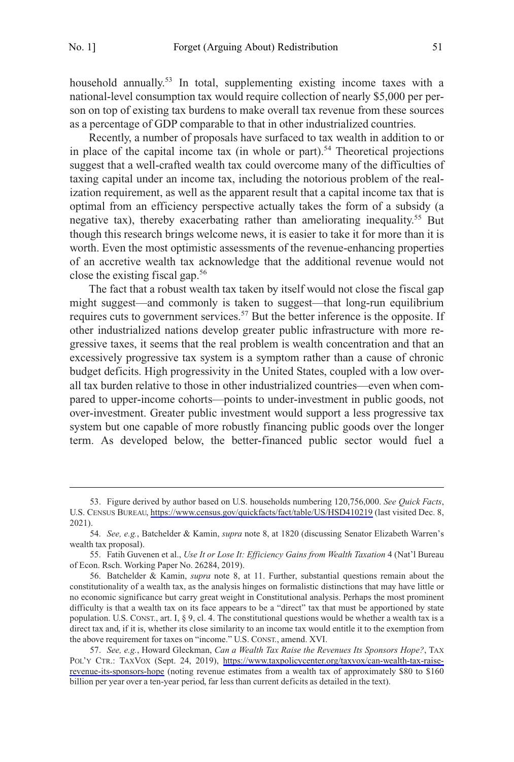household annually.[53] In total, supplementing existing income taxes with a national-level consumption tax would require collection of nearly $5,000 per person on top of existing tax burdens to make overall tax revenue from these sources as a percentage of GDP comparable to that in other industrialized countries.

Recently, a number of proposals have surfaced to tax wealth in addition to or in place of the capital income tax (in whole or part).[54] Theoretical projections suggest that a well-crafted wealth tax could overcome many of the difficulties of taxing capital under an income tax, including the notorious problem of the realization requirement, as well as the apparent result that a capital income tax that is optimal from an efficiency perspective actually takes the form of a subsidy (a negative tax), thereby exacerbating rather than ameliorating inequality.[55] But though this research brings welcome news, it is easier to take it for more than it is worth. Even the most optimistic assessments of the revenue-enhancing properties of an accretive wealth tax acknowledge that the additional revenue would not close the existing fiscal gap.[56]

The fact that a robust wealth tax taken by itself would not close the fiscal gap might suggest—and commonly is taken to suggest—that long-run equilibrium requires cuts to government services.[57] But the better inference is the opposite. If other industrialized nations develop greater public infrastructure with more regressive taxes, it seems that the real problem is wealth concentration and that an excessively progressive tax system is a symptom rather than a cause of chronic budget deficits. High progressivity in the United States, coupled with a low overall tax burden relative to those in other industrialized countries—even when compared to upper-income cohorts—points to under-investment in public goods, not over-investment. Greater public investment would support a less progressive tax system but one capable of more robustly financing public goods over the longer term. As developed below, the better-financed public sector would fuel a

---

53. Figure derived by author based on U.S. households numbering 120,756,000. *See Quick Facts*, U.S. CENSUS BUREAU, https://www.census.gov/quickfacts/fact/table/US/HSD410219 (last visited Dec. 8, 2021).

54. *See, e.g.*, Batchelder & Kamin, *supra* note 8, at 1820 (discussing Senator Elizabeth Warren's wealth tax proposal).

55. Fatih Guvenen et al., *Use It or Lose It: Efficiency Gains from Wealth Taxation* 4 (Nat'l Bureau of Econ. Rsch. Working Paper No. 26284, 2019).

56. Batchelder & Kamin, *supra* note 8, at 11. Further, substantial questions remain about the constitutionality of a wealth tax, as the analysis hinges on formalistic distinctions that may have little or no economic significance but carry great weight in Constitutional analysis. Perhaps the most prominent difficulty is that a wealth tax on its face appears to be a "direct" tax that must be apportioned by state population. U.S. CONST., art. I, § 9, cl. 4. The constitutional questions would be whether a wealth tax is a direct tax and, if it is, whether its close similarity to an income tax would entitle it to the exemption from the above requirement for taxes on "income." U.S. CONST., amend. XVI.

57. *See, e.g.*, Howard Gleckman, *Can a Wealth Tax Raise the Revenues Its Sponsors Hope?*, TAX POL'Y CTR.: TAXVOX (Sept. 24, 2019), https://www.taxpolicycenter.org/taxvox/can-wealth-tax-raise-revenue-its-sponsors-hope (noting revenue estimates from a wealth tax of approximately $80 to $160 billion per year over a ten-year period, far less than current deficits as detailed in the text).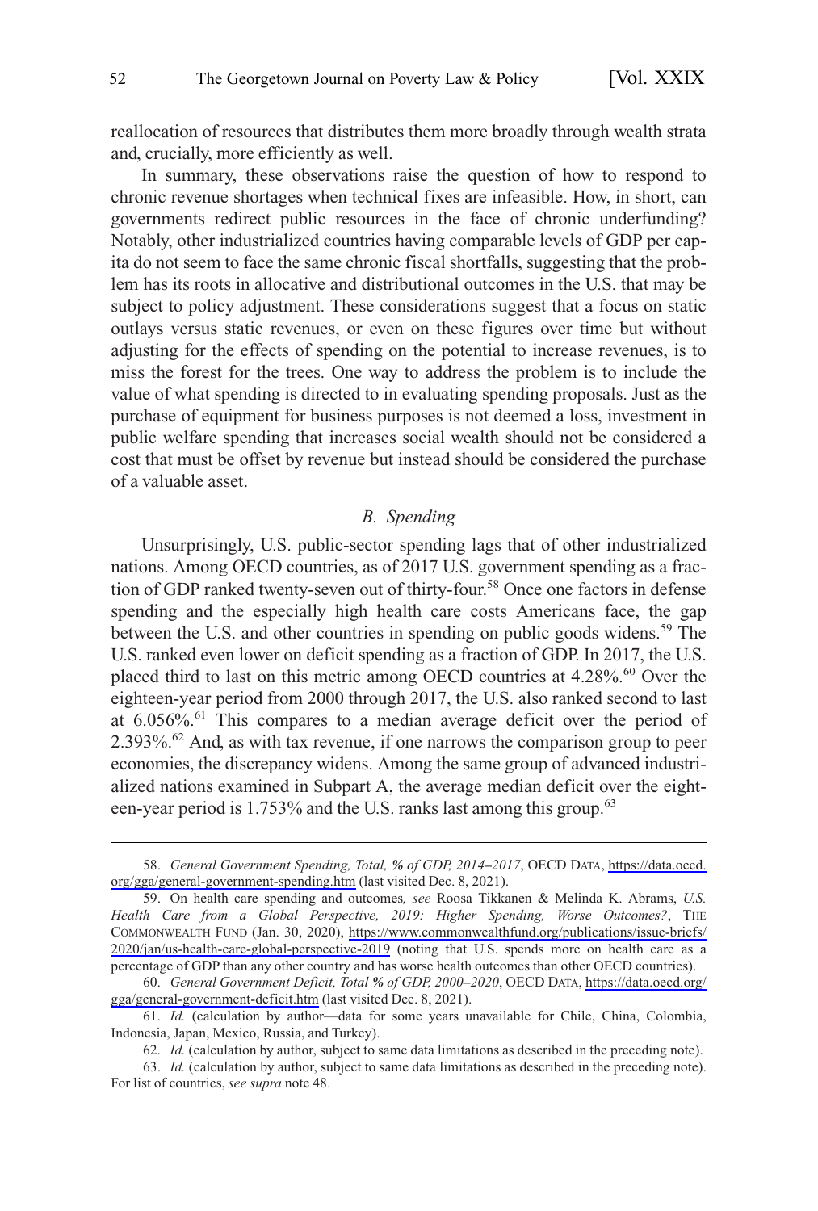reallocation of resources that distributes them more broadly through wealth strata and, crucially, more efficiently as well.

In summary, these observations raise the question of how to respond to chronic revenue shortages when technical fixes are infeasible. How, in short, can governments redirect public resources in the face of chronic underfunding? Notably, other industrialized countries having comparable levels of GDP per capita do not seem to face the same chronic fiscal shortfalls, suggesting that the problem has its roots in allocative and distributional outcomes in the U.S. that may be subject to policy adjustment. These considerations suggest that a focus on static outlays versus static revenues, or even on these figures over time but without adjusting for the effects of spending on the potential to increase revenues, is to miss the forest for the trees. One way to address the problem is to include the value of what spending is directed to in evaluating spending proposals. Just as the purchase of equipment for business purposes is not deemed a loss, investment in public welfare spending that increases social wealth should not be considered a cost that must be offset by revenue but instead should be considered the purchase of a valuable asset.

### *B. Spending*

Unsurprisingly, U.S. public-sector spending lags that of other industrialized nations. Among OECD countries, as of 2017 U.S. government spending as a fraction of GDP ranked twenty-seven out of thirty-four.[58] Once one factors in defense spending and the especially high health care costs Americans face, the gap between the U.S. and other countries in spending on public goods widens.[59] The U.S. ranked even lower on deficit spending as a fraction of GDP. In 2017, the U.S. placed third to last on this metric among OECD countries at 4.28%.[60] Over the eighteen-year period from 2000 through 2017, the U.S. also ranked second to last at 6.056%.[61] This compares to a median average deficit over the period of 2.393%.[62] And, as with tax revenue, if one narrows the comparison group to peer economies, the discrepancy widens. Among the same group of advanced industrialized nations examined in Subpart A, the average median deficit over the eighteen-year period is 1.753% and the U.S. ranks last among this group.[63]

---

58. *General Government Spending, Total, % of GDP, 2014–2017*, OECD DATA, https://data.oecd.org/gga/general-government-spending.htm (last visited Dec. 8, 2021).

59. On health care spending and outcomes*, see* Roosa Tikkanen & Melinda K. Abrams, *U.S. Health Care from a Global Perspective, 2019: Higher Spending, Worse Outcomes?*, THE COMMONWEALTH FUND (Jan. 30, 2020), https://www.commonwealthfund.org/publications/issue-briefs/2020/jan/us-health-care-global-perspective-2019 (noting that U.S. spends more on health care as a percentage of GDP than any other country and has worse health outcomes than other OECD countries).

60. *General Government Deficit, Total % of GDP, 2000–2020*, OECD DATA, https://data.oecd.org/gga/general-government-deficit.htm (last visited Dec. 8, 2021).

61. *Id.* (calculation by author—data for some years unavailable for Chile, China, Colombia, Indonesia, Japan, Mexico, Russia, and Turkey).

62. *Id.* (calculation by author, subject to same data limitations as described in the preceding note).

63. *Id.* (calculation by author, subject to same data limitations as described in the preceding note). For list of countries, *see supra* note 48.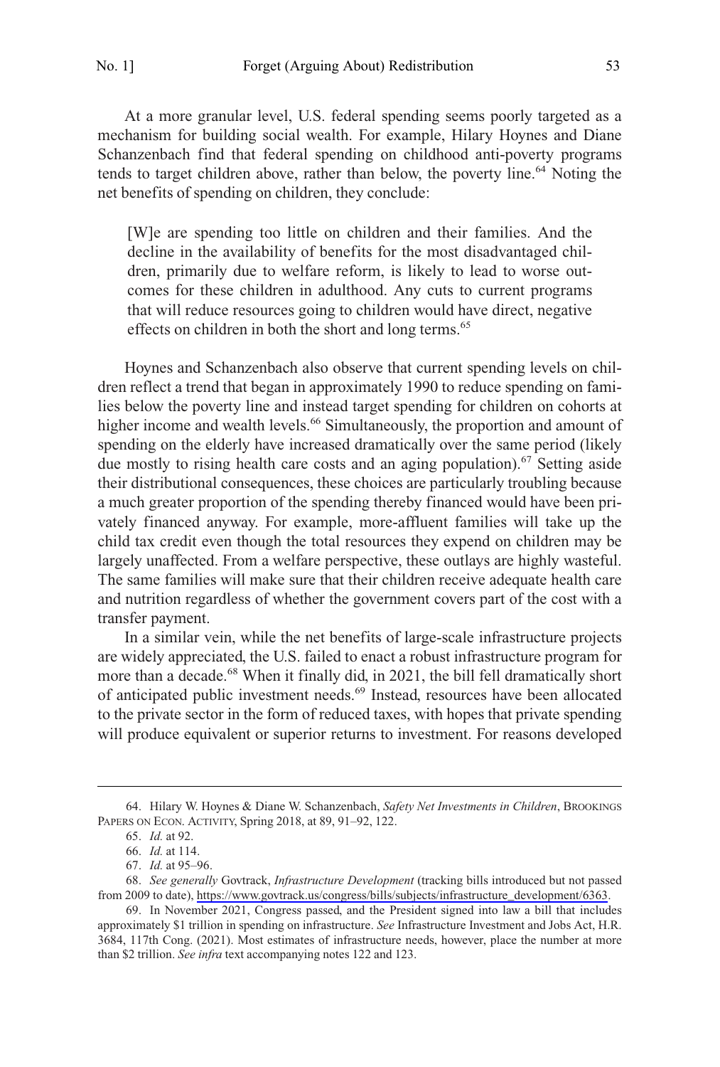At a more granular level, U.S. federal spending seems poorly targeted as a mechanism for building social wealth. For example, Hilary Hoynes and Diane Schanzenbach find that federal spending on childhood anti-poverty programs tends to target children above, rather than below, the poverty line.[64] Noting the net benefits of spending on children, they conclude:

> [W]e are spending too little on children and their families. And the decline in the availability of benefits for the most disadvantaged children, primarily due to welfare reform, is likely to lead to worse outcomes for these children in adulthood. Any cuts to current programs that will reduce resources going to children would have direct, negative effects on children in both the short and long terms.[65]

Hoynes and Schanzenbach also observe that current spending levels on children reflect a trend that began in approximately 1990 to reduce spending on families below the poverty line and instead target spending for children on cohorts at higher income and wealth levels.[66] Simultaneously, the proportion and amount of spending on the elderly have increased dramatically over the same period (likely due mostly to rising health care costs and an aging population).[67] Setting aside their distributional consequences, these choices are particularly troubling because a much greater proportion of the spending thereby financed would have been privately financed anyway. For example, more-affluent families will take up the child tax credit even though the total resources they expend on children may be largely unaffected. From a welfare perspective, these outlays are highly wasteful. The same families will make sure that their children receive adequate health care and nutrition regardless of whether the government covers part of the cost with a transfer payment.

In a similar vein, while the net benefits of large-scale infrastructure projects are widely appreciated, the U.S. failed to enact a robust infrastructure program for more than a decade.[68] When it finally did, in 2021, the bill fell dramatically short of anticipated public investment needs.[69] Instead, resources have been allocated to the private sector in the form of reduced taxes, with hopes that private spending will produce equivalent or superior returns to investment. For reasons developed

---

64. Hilary W. Hoynes & Diane W. Schanzenbach, *Safety Net Investments in Children*, BROOKINGS PAPERS ON ECON. ACTIVITY, Spring 2018, at 89, 91–92, 122.

65. *Id.* at 92.

66. *Id.* at 114.

67. *Id.* at 95–96.

68. *See generally* Govtrack, *Infrastructure Development* (tracking bills introduced but not passed from 2009 to date), https://www.govtrack.us/congress/bills/subjects/infrastructure_development/6363.

69. In November 2021, Congress passed, and the President signed into law a bill that includes approximately $1 trillion in spending on infrastructure. *See* Infrastructure Investment and Jobs Act, H.R. 3684, 117th Cong. (2021). Most estimates of infrastructure needs, however, place the number at more than $2 trillion. *See infra* text accompanying notes 122 and 123.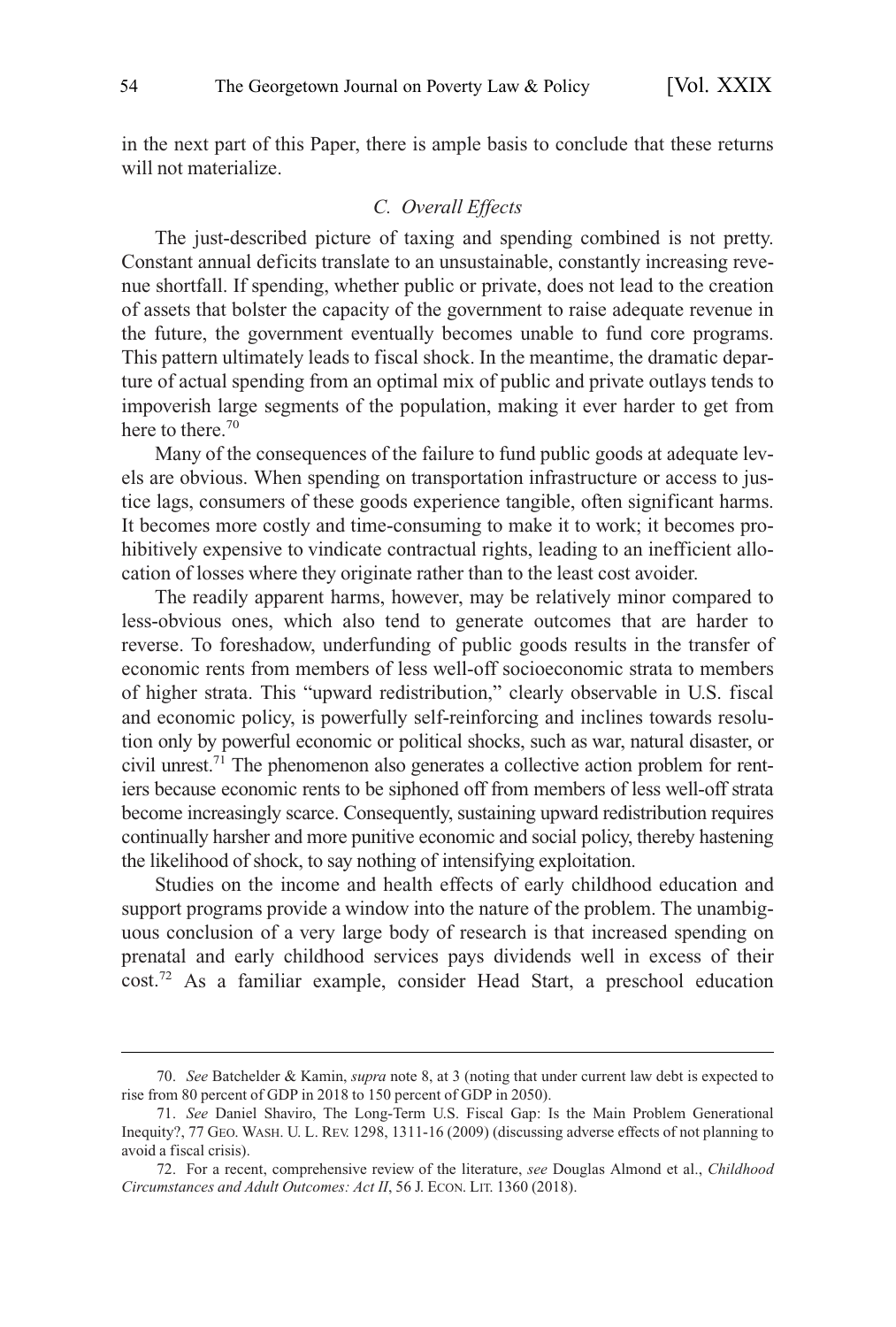in the next part of this Paper, there is ample basis to conclude that these returns will not materialize.

### *C. Overall Effects*

The just-described picture of taxing and spending combined is not pretty. Constant annual deficits translate to an unsustainable, constantly increasing revenue shortfall. If spending, whether public or private, does not lead to the creation of assets that bolster the capacity of the government to raise adequate revenue in the future, the government eventually becomes unable to fund core programs. This pattern ultimately leads to fiscal shock. In the meantime, the dramatic departure of actual spending from an optimal mix of public and private outlays tends to impoverish large segments of the population, making it ever harder to get from here to there.[70]

Many of the consequences of the failure to fund public goods at adequate levels are obvious. When spending on transportation infrastructure or access to justice lags, consumers of these goods experience tangible, often significant harms. It becomes more costly and time-consuming to make it to work; it becomes prohibitively expensive to vindicate contractual rights, leading to an inefficient allocation of losses where they originate rather than to the least cost avoider.

The readily apparent harms, however, may be relatively minor compared to less-obvious ones, which also tend to generate outcomes that are harder to reverse. To foreshadow, underfunding of public goods results in the transfer of economic rents from members of less well-off socioeconomic strata to members of higher strata. This "upward redistribution," clearly observable in U.S. fiscal and economic policy, is powerfully self-reinforcing and inclines towards resolution only by powerful economic or political shocks, such as war, natural disaster, or civil unrest.[71] The phenomenon also generates a collective action problem for rentiers because economic rents to be siphoned off from members of less well-off strata become increasingly scarce. Consequently, sustaining upward redistribution requires continually harsher and more punitive economic and social policy, thereby hastening the likelihood of shock, to say nothing of intensifying exploitation.

Studies on the income and health effects of early childhood education and support programs provide a window into the nature of the problem. The unambiguous conclusion of a very large body of research is that increased spending on prenatal and early childhood services pays dividends well in excess of their cost.[72] As a familiar example, consider Head Start, a preschool education

---

70. *See* Batchelder & Kamin, *supra* note 8, at 3 (noting that under current law debt is expected to rise from 80 percent of GDP in 2018 to 150 percent of GDP in 2050).

71. *See* Daniel Shaviro, The Long-Term U.S. Fiscal Gap: Is the Main Problem Generational Inequity?, 77 GEO. WASH. U. L. REV. 1298, 1311-16 (2009) (discussing adverse effects of not planning to avoid a fiscal crisis).

72. For a recent, comprehensive review of the literature, *see* Douglas Almond et al., *Childhood Circumstances and Adult Outcomes: Act II*, 56 J. ECON. LIT. 1360 (2018).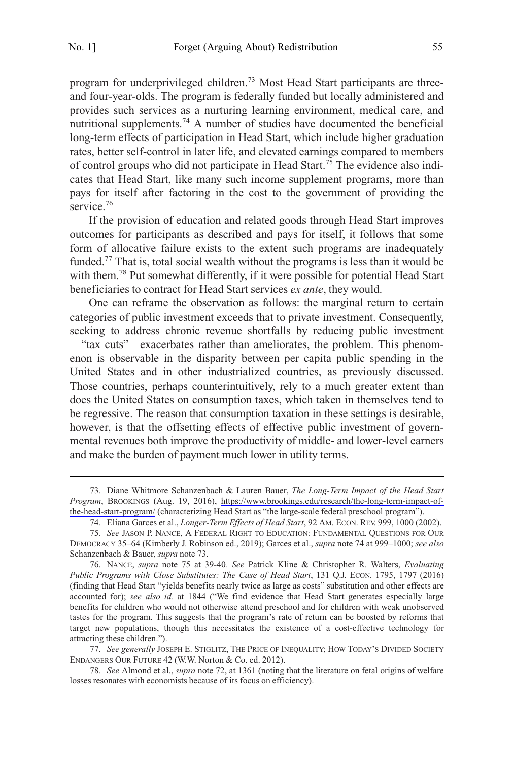program for underprivileged children.[73] Most Head Start participants are three- and four-year-olds. The program is federally funded but locally administered and provides such services as a nurturing learning environment, medical care, and nutritional supplements.[74] A number of studies have documented the beneficial long-term effects of participation in Head Start, which include higher graduation rates, better self-control in later life, and elevated earnings compared to members of control groups who did not participate in Head Start.[75] The evidence also indicates that Head Start, like many such income supplement programs, more than pays for itself after factoring in the cost to the government of providing the service.[76]

If the provision of education and related goods through Head Start improves outcomes for participants as described and pays for itself, it follows that some form of allocative failure exists to the extent such programs are inadequately funded.[77] That is, total social wealth without the programs is less than it would be with them.[78] Put somewhat differently, if it were possible for potential Head Start beneficiaries to contract for Head Start services *ex ante*, they would.

One can reframe the observation as follows: the marginal return to certain categories of public investment exceeds that to private investment. Consequently, seeking to address chronic revenue shortfalls by reducing public investment —"tax cuts"—exacerbates rather than ameliorates, the problem. This phenomenon is observable in the disparity between per capita public spending in the United States and in other industrialized countries, as previously discussed. Those countries, perhaps counterintuitively, rely to a much greater extent than does the United States on consumption taxes, which taken in themselves tend to be regressive. The reason that consumption taxation in these settings is desirable, however, is that the offsetting effects of effective public investment of governmental revenues both improve the productivity of middle- and lower-level earners and make the burden of payment much lower in utility terms.

---

73. Diane Whitmore Schanzenbach & Lauren Bauer, *The Long-Term Impact of the Head Start Program*, BROOKINGS (Aug. 19, 2016), https://www.brookings.edu/research/the-long-term-impact-of-the-head-start-program/ (characterizing Head Start as "the large-scale federal preschool program").

74. Eliana Garces et al., *Longer-Term Effects of Head Start*, 92 AM. ECON. REV. 999, 1000 (2002).

75. *See* JASON P. NANCE, A FEDERAL RIGHT TO EDUCATION: FUNDAMENTAL QUESTIONS FOR OUR DEMOCRACY 35–64 (Kimberly J. Robinson ed., 2019); Garces et al., *supra* note 74 at 999–1000; *see also* Schanzenbach & Bauer, *supra* note 73.

76. NANCE, *supra* note 75 at 39-40. *See* Patrick Kline & Christopher R. Walters, *Evaluating Public Programs with Close Substitutes: The Case of Head Start*, 131 Q.J. ECON. 1795, 1797 (2016) (finding that Head Start "yields benefits nearly twice as large as costs" substitution and other effects are accounted for); *see also id.* at 1844 ("We find evidence that Head Start generates especially large benefits for children who would not otherwise attend preschool and for children with weak unobserved tastes for the program. This suggests that the program's rate of return can be boosted by reforms that target new populations, though this necessitates the existence of a cost-effective technology for attracting these children.").

77. *See generally* JOSEPH E. STIGLITZ, THE PRICE OF INEQUALITY; HOW TODAY'S DIVIDED SOCIETY ENDANGERS OUR FUTURE 42 (W.W. Norton & Co. ed. 2012).

78. *See* Almond et al., *supra* note 72, at 1361 (noting that the literature on fetal origins of welfare losses resonates with economists because of its focus on efficiency).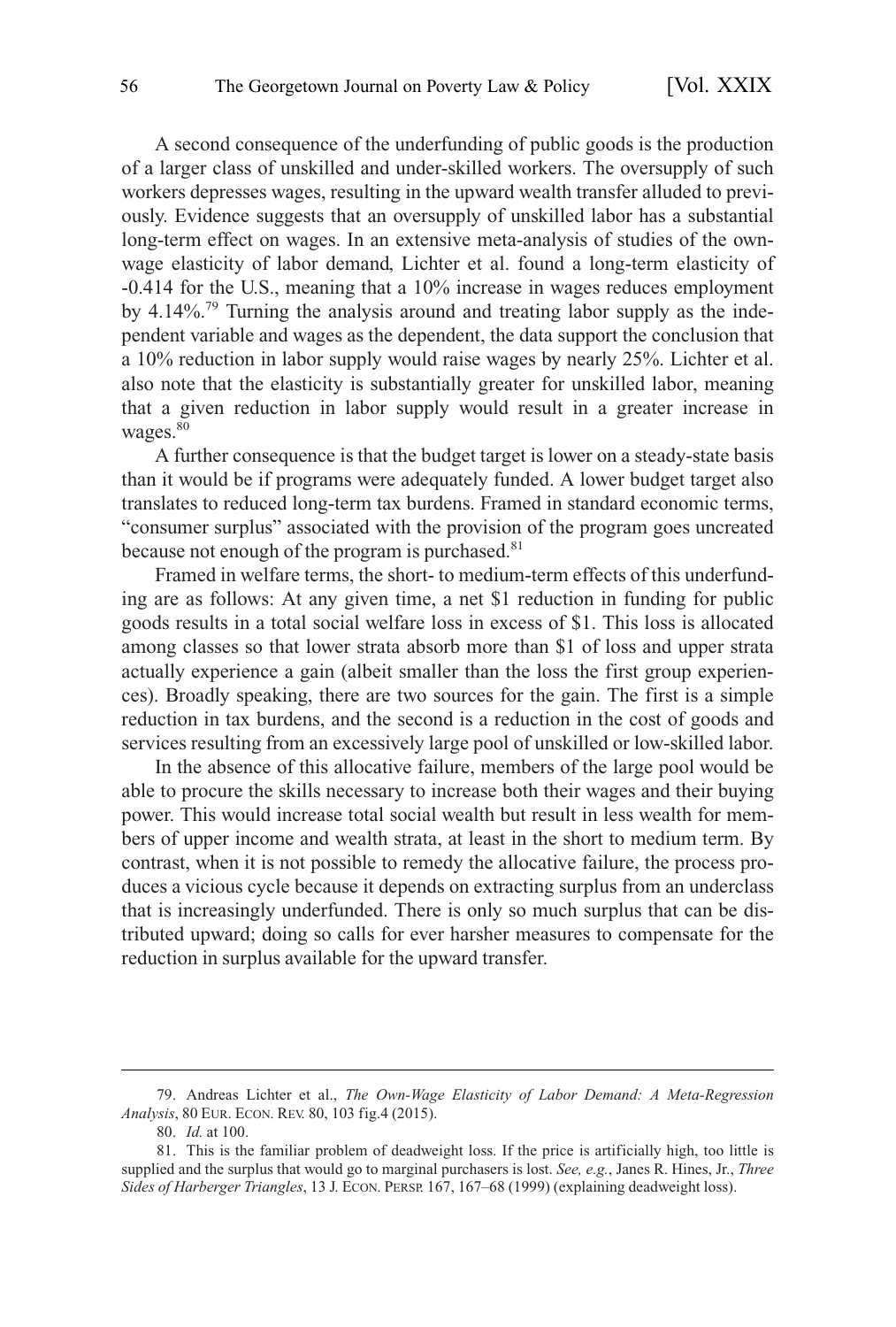A second consequence of the underfunding of public goods is the production of a larger class of unskilled and under-skilled workers. The oversupply of such workers depresses wages, resulting in the upward wealth transfer alluded to previously. Evidence suggests that an oversupply of unskilled labor has a substantial long-term effect on wages. In an extensive meta-analysis of studies of the own-wage elasticity of labor demand, Lichter et al. found a long-term elasticity of -0.414 for the U.S., meaning that a 10% increase in wages reduces employment by 4.14%.[79] Turning the analysis around and treating labor supply as the independent variable and wages as the dependent, the data support the conclusion that a 10% reduction in labor supply would raise wages by nearly 25%. Lichter et al. also note that the elasticity is substantially greater for unskilled labor, meaning that a given reduction in labor supply would result in a greater increase in wages.[80]

A further consequence is that the budget target is lower on a steady-state basis than it would be if programs were adequately funded. A lower budget target also translates to reduced long-term tax burdens. Framed in standard economic terms, "consumer surplus" associated with the provision of the program goes uncreated because not enough of the program is purchased.[81]

Framed in welfare terms, the short- to medium-term effects of this underfunding are as follows: At any given time, a net $1 reduction in funding for public goods results in a total social welfare loss in excess of $1. This loss is allocated among classes so that lower strata absorb more than $1 of loss and upper strata actually experience a gain (albeit smaller than the loss the first group experiences). Broadly speaking, there are two sources for the gain. The first is a simple reduction in tax burdens, and the second is a reduction in the cost of goods and services resulting from an excessively large pool of unskilled or low-skilled labor.

In the absence of this allocative failure, members of the large pool would be able to procure the skills necessary to increase both their wages and their buying power. This would increase total social wealth but result in less wealth for members of upper income and wealth strata, at least in the short to medium term. By contrast, when it is not possible to remedy the allocative failure, the process produces a vicious cycle because it depends on extracting surplus from an underclass that is increasingly underfunded. There is only so much surplus that can be distributed upward; doing so calls for ever harsher measures to compensate for the reduction in surplus available for the upward transfer.

---

79. Andreas Lichter et al., *The Own-Wage Elasticity of Labor Demand: A Meta-Regression Analysis*, 80 EUR. ECON. REV. 80, 103 fig.4 (2015).

80. *Id.* at 100.

81. This is the familiar problem of deadweight loss. If the price is artificially high, too little is supplied and the surplus that would go to marginal purchasers is lost. *See, e.g.*, Janes R. Hines, Jr., *Three Sides of Harberger Triangles*, 13 J. ECON. PERSP. 167, 167–68 (1999) (explaining deadweight loss).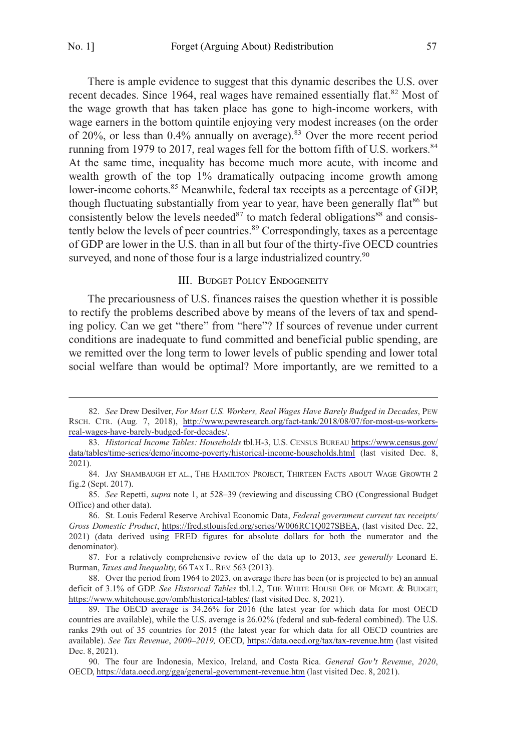There is ample evidence to suggest that this dynamic describes the U.S. over recent decades. Since 1964, real wages have remained essentially flat.[82] Most of the wage growth that has taken place has gone to high-income workers, with wage earners in the bottom quintile enjoying very modest increases (on the order of 20%, or less than 0.4% annually on average).[83] Over the more recent period running from 1979 to 2017, real wages fell for the bottom fifth of U.S. workers.[84] At the same time, inequality has become much more acute, with income and wealth growth of the top 1% dramatically outpacing income growth among lower-income cohorts.[85] Meanwhile, federal tax receipts as a percentage of GDP, though fluctuating substantially from year to year, have been generally flat[86] but consistently below the levels needed[87] to match federal obligations[88] and consistently below the levels of peer countries.[89] Correspondingly, taxes as a percentage of GDP are lower in the U.S. than in all but four of the thirty-five OECD countries surveyed, and none of those four is a large industrialized country.[90]

## III. Budget Policy Endogeneity

The precariousness of U.S. finances raises the question whether it is possible to rectify the problems described above by means of the levers of tax and spending policy. Can we get "there" from "here"? If sources of revenue under current conditions are inadequate to fund committed and beneficial public spending, are we remitted over the long term to lower levels of public spending and lower total social welfare than would be optimal? More importantly, are we remitted to a

---

82. *See* Drew Desilver, *For Most U.S. Workers, Real Wages Have Barely Budged in Decades*, Pew Rsch. Ctr. (Aug. 7, 2018), http://www.pewresearch.org/fact-tank/2018/08/07/for-most-us-workers-real-wages-have-barely-budged-for-decades/.

83. *Historical Income Tables: Households* tbl.H-3, U.S. Census Bureau https://www.census.gov/data/tables/time-series/demo/income-poverty/historical-income-households.html (last visited Dec. 8, 2021).

84. Jay Shambaugh et al., The Hamilton Project, Thirteen Facts About Wage Growth 2 fig.2 (Sept. 2017).

85. *See* Repetti, *supra* note 1, at 528–39 (reviewing and discussing CBO (Congressional Budget Office) and other data).

86. St. Louis Federal Reserve Archival Economic Data, *Federal government current tax receipts/Gross Domestic Product*, https://fred.stlouisfed.org/series/W006RC1Q027SBEA, (last visited Dec. 22, 2021) (data derived using FRED figures for absolute dollars for both the numerator and the denominator).

87. For a relatively comprehensive review of the data up to 2013, *see generally* Leonard E. Burman, *Taxes and Inequality*, 66 Tax L. Rev. 563 (2013).

88. Over the period from 1964 to 2023, on average there has been (or is projected to be) an annual deficit of 3.1% of GDP. *See Historical Tables* tbl.1.2, The White House Off. of Mgmt. & Budget, https://www.whitehouse.gov/omb/historical-tables/ (last visited Dec. 8, 2021).

89. The OECD average is 34.26% for 2016 (the latest year for which data for most OECD countries are available), while the U.S. average is 26.02% (federal and sub-federal combined). The U.S. ranks 29th out of 35 countries for 2015 (the latest year for which data for all OECD countries are available). *See Tax Revenue*, *2000–2019,* OECD, https://data.oecd.org/tax/tax-revenue.htm (last visited Dec. 8, 2021).

90. The four are Indonesia, Mexico, Ireland, and Costa Rica. *General Gov't Revenue*, *2020*, OECD, https://data.oecd.org/gga/general-government-revenue.htm (last visited Dec. 8, 2021).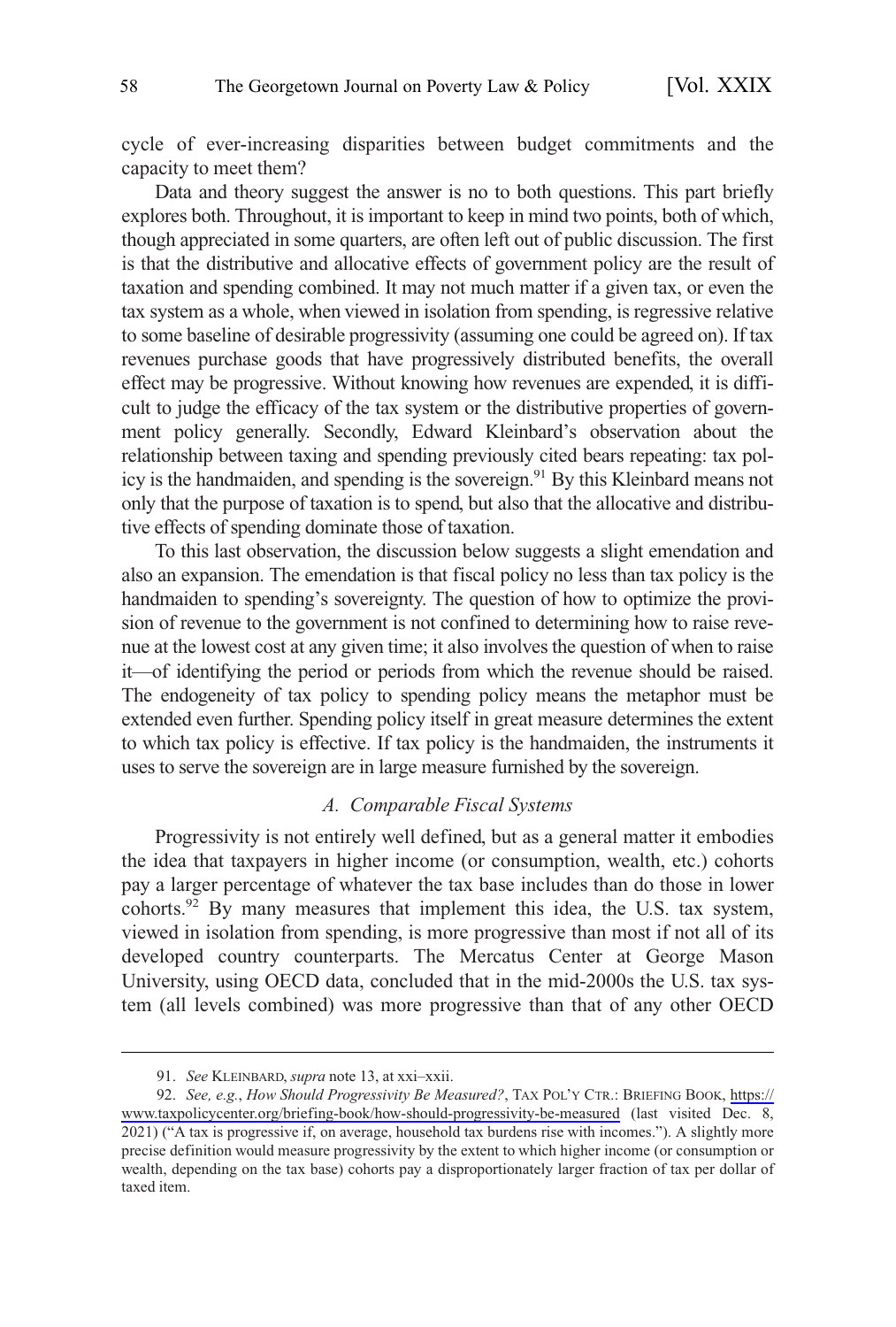cycle of ever-increasing disparities between budget commitments and the capacity to meet them?

Data and theory suggest the answer is no to both questions. This part briefly explores both. Throughout, it is important to keep in mind two points, both of which, though appreciated in some quarters, are often left out of public discussion. The first is that the distributive and allocative effects of government policy are the result of taxation and spending combined. It may not much matter if a given tax, or even the tax system as a whole, when viewed in isolation from spending, is regressive relative to some baseline of desirable progressivity (assuming one could be agreed on). If tax revenues purchase goods that have progressively distributed benefits, the overall effect may be progressive. Without knowing how revenues are expended, it is difficult to judge the efficacy of the tax system or the distributive properties of government policy generally. Secondly, Edward Kleinbard's observation about the relationship between taxing and spending previously cited bears repeating: tax policy is the handmaiden, and spending is the sovereign.[91] By this Kleinbard means not only that the purpose of taxation is to spend, but also that the allocative and distributive effects of spending dominate those of taxation.

To this last observation, the discussion below suggests a slight emendation and also an expansion. The emendation is that fiscal policy no less than tax policy is the handmaiden to spending's sovereignty. The question of how to optimize the provision of revenue to the government is not confined to determining how to raise revenue at the lowest cost at any given time; it also involves the question of when to raise it—of identifying the period or periods from which the revenue should be raised. The endogeneity of tax policy to spending policy means the metaphor must be extended even further. Spending policy itself in great measure determines the extent to which tax policy is effective. If tax policy is the handmaiden, the instruments it uses to serve the sovereign are in large measure furnished by the sovereign.

### *A. Comparable Fiscal Systems*

Progressivity is not entirely well defined, but as a general matter it embodies the idea that taxpayers in higher income (or consumption, wealth, etc.) cohorts pay a larger percentage of whatever the tax base includes than do those in lower cohorts.[92] By many measures that implement this idea, the U.S. tax system, viewed in isolation from spending, is more progressive than most if not all of its developed country counterparts. The Mercatus Center at George Mason University, using OECD data, concluded that in the mid-2000s the U.S. tax system (all levels combined) was more progressive than that of any other OECD

---

91. *See* KLEINBARD, *supra* note 13, at xxi–xxii.

92. *See, e.g.*, *How Should Progressivity Be Measured?*, TAX POL'Y CTR.: BRIEFING BOOK, https://www.taxpolicycenter.org/briefing-book/how-should-progressivity-be-measured (last visited Dec. 8, 2021) ("A tax is progressive if, on average, household tax burdens rise with incomes."). A slightly more precise definition would measure progressivity by the extent to which higher income (or consumption or wealth, depending on the tax base) cohorts pay a disproportionately larger fraction of tax per dollar of taxed item.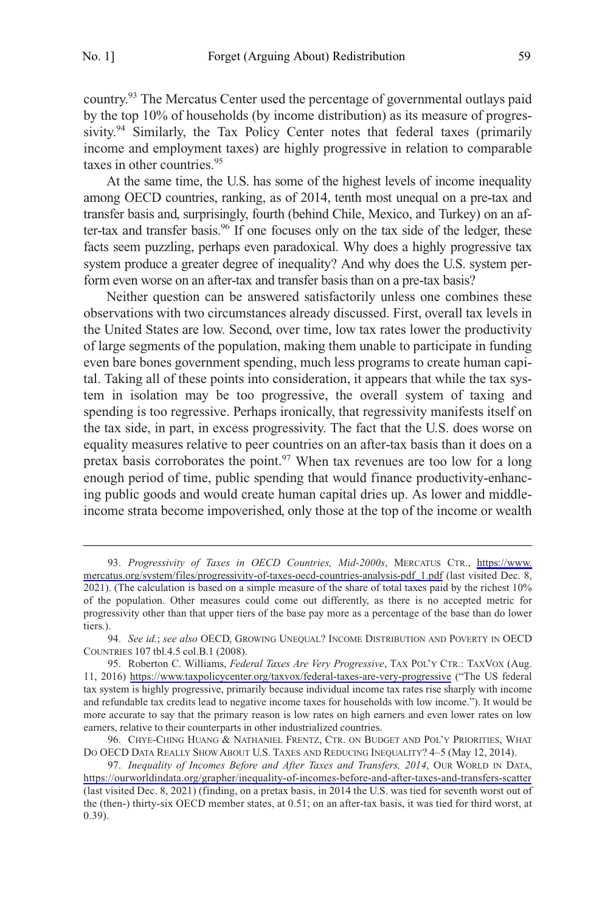country.[93] The Mercatus Center used the percentage of governmental outlays paid by the top 10% of households (by income distribution) as its measure of progressivity.[94] Similarly, the Tax Policy Center notes that federal taxes (primarily income and employment taxes) are highly progressive in relation to comparable taxes in other countries.[95]

At the same time, the U.S. has some of the highest levels of income inequality among OECD countries, ranking, as of 2014, tenth most unequal on a pre-tax and transfer basis and, surprisingly, fourth (behind Chile, Mexico, and Turkey) on an after-tax and transfer basis.[96] If one focuses only on the tax side of the ledger, these facts seem puzzling, perhaps even paradoxical. Why does a highly progressive tax system produce a greater degree of inequality? And why does the U.S. system perform even worse on an after-tax and transfer basis than on a pre-tax basis?

Neither question can be answered satisfactorily unless one combines these observations with two circumstances already discussed. First, overall tax levels in the United States are low. Second, over time, low tax rates lower the productivity of large segments of the population, making them unable to participate in funding even bare bones government spending, much less programs to create human capital. Taking all of these points into consideration, it appears that while the tax system in isolation may be too progressive, the overall system of taxing and spending is too regressive. Perhaps ironically, that regressivity manifests itself on the tax side, in part, in excess progressivity. The fact that the U.S. does worse on equality measures relative to peer countries on an after-tax basis than it does on a pretax basis corroborates the point.[97] When tax revenues are too low for a long enough period of time, public spending that would finance productivity-enhancing public goods and would create human capital dries up. As lower and middle-income strata become impoverished, only those at the top of the income or wealth

---

93. *Progressivity of Taxes in OECD Countries, Mid-2000s*, MERCATUS CTR., https://www.mercatus.org/system/files/progressivity-of-taxes-oecd-countries-analysis-pdf_1.pdf (last visited Dec. 8, 2021). (The calculation is based on a simple measure of the share of total taxes paid by the richest 10% of the population. Other measures could come out differently, as there is no accepted metric for progressivity other than that upper tiers of the base pay more as a percentage of the base than do lower tiers.).

94. *See id.*; *see also* OECD, GROWING UNEQUAL? INCOME DISTRIBUTION AND POVERTY IN OECD COUNTRIES 107 tbl.4.5 col.B.1 (2008).

95. Roberton C. Williams, *Federal Taxes Are Very Progressive*, TAX POL'Y CTR.: TAXVOX (Aug. 11, 2016) https://www.taxpolicycenter.org/taxvox/federal-taxes-are-very-progressive ("The US federal tax system is highly progressive, primarily because individual income tax rates rise sharply with income and refundable tax credits lead to negative income taxes for households with low income."). It would be more accurate to say that the primary reason is low rates on high earners and even lower rates on low earners, relative to their counterparts in other industrialized countries.

96. CHYE-CHING HUANG & NATHANIEL FRENTZ, CTR. ON BUDGET AND POL'Y PRIORITIES, WHAT DO OECD DATA REALLY SHOW ABOUT U.S. TAXES AND REDUCING INEQUALITY? 4–5 (May 12, 2014).

97. *Inequality of Incomes Before and After Taxes and Transfers, 2014*, OUR WORLD IN DATA, https://ourworldindata.org/grapher/inequality-of-incomes-before-and-after-taxes-and-transfers-scatter (last visited Dec. 8, 2021) (finding, on a pretax basis, in 2014 the U.S. was tied for seventh worst out of the (then-) thirty-six OECD member states, at 0.51; on an after-tax basis, it was tied for third worst, at 0.39).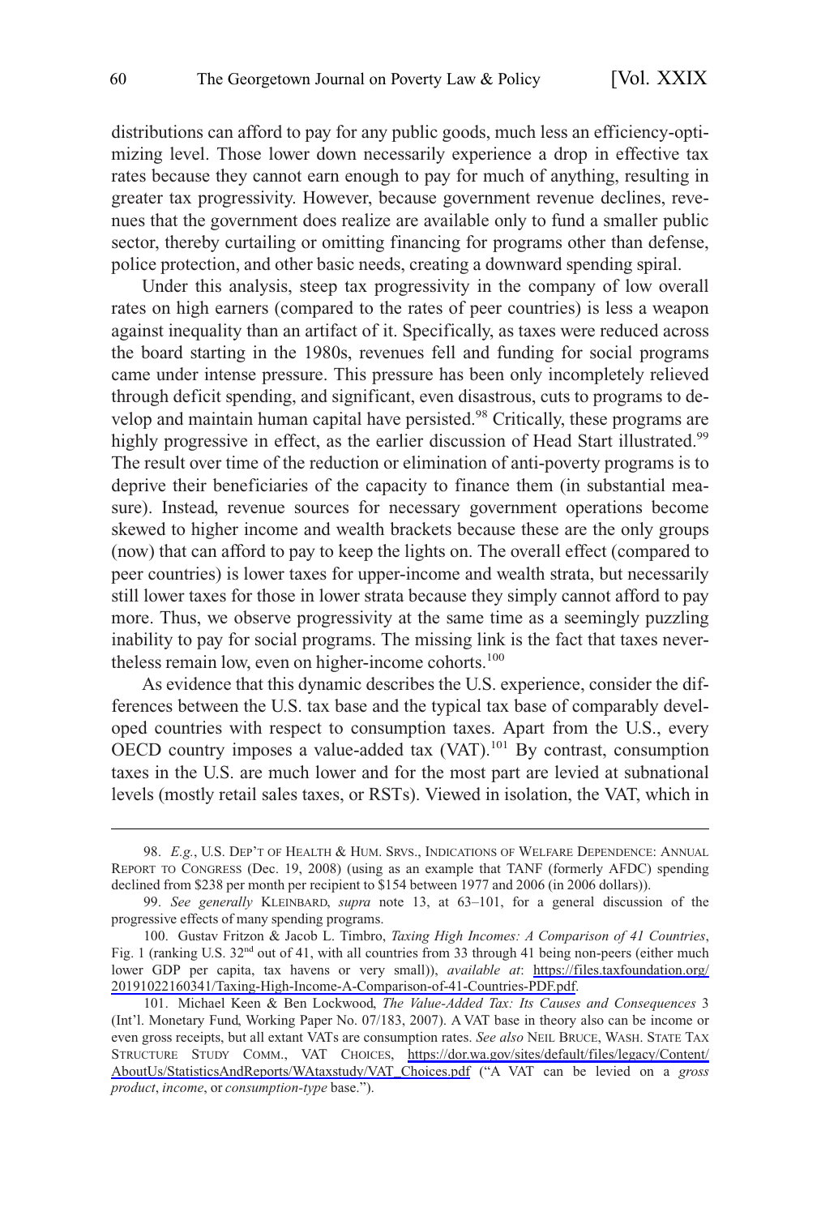distributions can afford to pay for any public goods, much less an efficiency-optimizing level. Those lower down necessarily experience a drop in effective tax rates because they cannot earn enough to pay for much of anything, resulting in greater tax progressivity. However, because government revenue declines, revenues that the government does realize are available only to fund a smaller public sector, thereby curtailing or omitting financing for programs other than defense, police protection, and other basic needs, creating a downward spending spiral.

Under this analysis, steep tax progressivity in the company of low overall rates on high earners (compared to the rates of peer countries) is less a weapon against inequality than an artifact of it. Specifically, as taxes were reduced across the board starting in the 1980s, revenues fell and funding for social programs came under intense pressure. This pressure has been only incompletely relieved through deficit spending, and significant, even disastrous, cuts to programs to develop and maintain human capital have persisted.[98] Critically, these programs are highly progressive in effect, as the earlier discussion of Head Start illustrated.[99] The result over time of the reduction or elimination of anti-poverty programs is to deprive their beneficiaries of the capacity to finance them (in substantial measure). Instead, revenue sources for necessary government operations become skewed to higher income and wealth brackets because these are the only groups (now) that can afford to pay to keep the lights on. The overall effect (compared to peer countries) is lower taxes for upper-income and wealth strata, but necessarily still lower taxes for those in lower strata because they simply cannot afford to pay more. Thus, we observe progressivity at the same time as a seemingly puzzling inability to pay for social programs. The missing link is the fact that taxes nevertheless remain low, even on higher-income cohorts.[100]

As evidence that this dynamic describes the U.S. experience, consider the differences between the U.S. tax base and the typical tax base of comparably developed countries with respect to consumption taxes. Apart from the U.S., every OECD country imposes a value-added tax (VAT).[101] By contrast, consumption taxes in the U.S. are much lower and for the most part are levied at subnational levels (mostly retail sales taxes, or RSTs). Viewed in isolation, the VAT, which in

---

98. *E.g.*, U.S. DEP'T OF HEALTH & HUM. SRVS., INDICATIONS OF WELFARE DEPENDENCE: ANNUAL REPORT TO CONGRESS (Dec. 19, 2008) (using as an example that TANF (formerly AFDC) spending declined from $238 per month per recipient to $154 between 1977 and 2006 (in 2006 dollars)).

99. *See generally* KLEINBARD, *supra* note 13, at 63–101, for a general discussion of the progressive effects of many spending programs.

100. Gustav Fritzon & Jacob L. Timbro, *Taxing High Incomes: A Comparison of 41 Countries*, Fig. 1 (ranking U.S. 32nd out of 41, with all countries from 33 through 41 being non-peers (either much lower GDP per capita, tax havens or very small)), *available at*: https://files.taxfoundation.org/20191022160341/Taxing-High-Income-A-Comparison-of-41-Countries-PDF.pdf.

101. Michael Keen & Ben Lockwood, *The Value-Added Tax: Its Causes and Consequences* 3 (Int'l. Monetary Fund, Working Paper No. 07/183, 2007). A VAT base in theory also can be income or even gross receipts, but all extant VATs are consumption rates. *See also* NEIL BRUCE, WASH. STATE TAX STRUCTURE STUDY COMM., VAT CHOICES, https://dor.wa.gov/sites/default/files/legacy/Content/AboutUs/StatisticsAndReports/WAtaxstudy/VAT_Choices.pdf ("A VAT can be levied on a *gross product*, *income*, or *consumption-type* base.").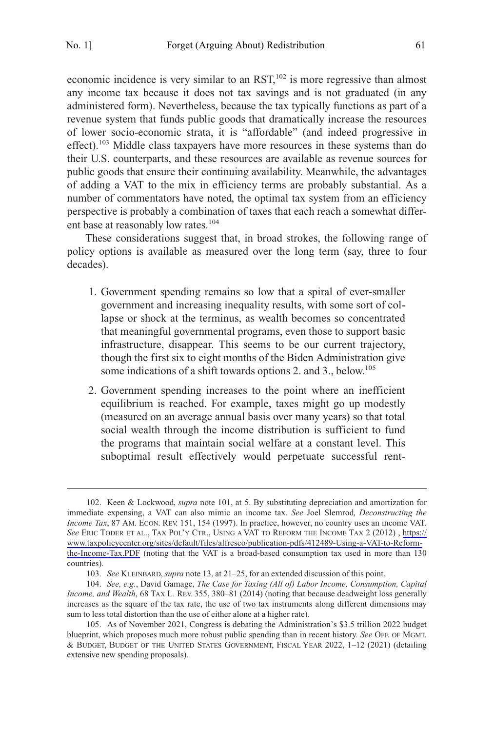economic incidence is very similar to an RST,[102] is more regressive than almost any income tax because it does not tax savings and is not graduated (in any administered form). Nevertheless, because the tax typically functions as part of a revenue system that funds public goods that dramatically increase the resources of lower socio-economic strata, it is "affordable" (and indeed progressive in effect).[103] Middle class taxpayers have more resources in these systems than do their U.S. counterparts, and these resources are available as revenue sources for public goods that ensure their continuing availability. Meanwhile, the advantages of adding a VAT to the mix in efficiency terms are probably substantial. As a number of commentators have noted, the optimal tax system from an efficiency perspective is probably a combination of taxes that each reach a somewhat different base at reasonably low rates.[104]

These considerations suggest that, in broad strokes, the following range of policy options is available as measured over the long term (say, three to four decades).

1. Government spending remains so low that a spiral of ever-smaller government and increasing inequality results, with some sort of collapse or shock at the terminus, as wealth becomes so concentrated that meaningful governmental programs, even those to support basic infrastructure, disappear. This seems to be our current trajectory, though the first six to eight months of the Biden Administration give some indications of a shift towards options 2. and 3., below.[105]

2. Government spending increases to the point where an inefficient equilibrium is reached. For example, taxes might go up modestly (measured on an average annual basis over many years) so that total social wealth through the income distribution is sufficient to fund the programs that maintain social welfare at a constant level. This suboptimal result effectively would perpetuate successful rent-

---

102. Keen & Lockwood, *supra* note 101, at 5. By substituting depreciation and amortization for immediate expensing, a VAT can also mimic an income tax. *See* Joel Slemrod, *Deconstructing the Income Tax*, 87 AM. ECON. REV. 151, 154 (1997). In practice, however, no country uses an income VAT. *See* ERIC TODER ET AL., TAX POL'Y CTR., USING A VAT TO REFORM THE INCOME TAX 2 (2012) , https://www.taxpolicycenter.org/sites/default/files/alfresco/publication-pdfs/412489-Using-a-VAT-to-Reform-the-Income-Tax.PDF (noting that the VAT is a broad-based consumption tax used in more than 130 countries).

103. *See* KLEINBARD, *supra* note 13, at 21–25, for an extended discussion of this point.

104. *See, e.g.*, David Gamage, *The Case for Taxing (All of) Labor Income, Consumption, Capital Income, and Wealth*, 68 TAX L. REV. 355, 380–81 (2014) (noting that because deadweight loss generally increases as the square of the tax rate, the use of two tax instruments along different dimensions may sum to less total distortion than the use of either alone at a higher rate).

105. As of November 2021, Congress is debating the Administration's $3.5 trillion 2022 budget blueprint, which proposes much more robust public spending than in recent history. *See* OFF. OF MGMT. & BUDGET, BUDGET OF THE UNITED STATES GOVERNMENT, FISCAL YEAR 2022, 1–12 (2021) (detailing extensive new spending proposals).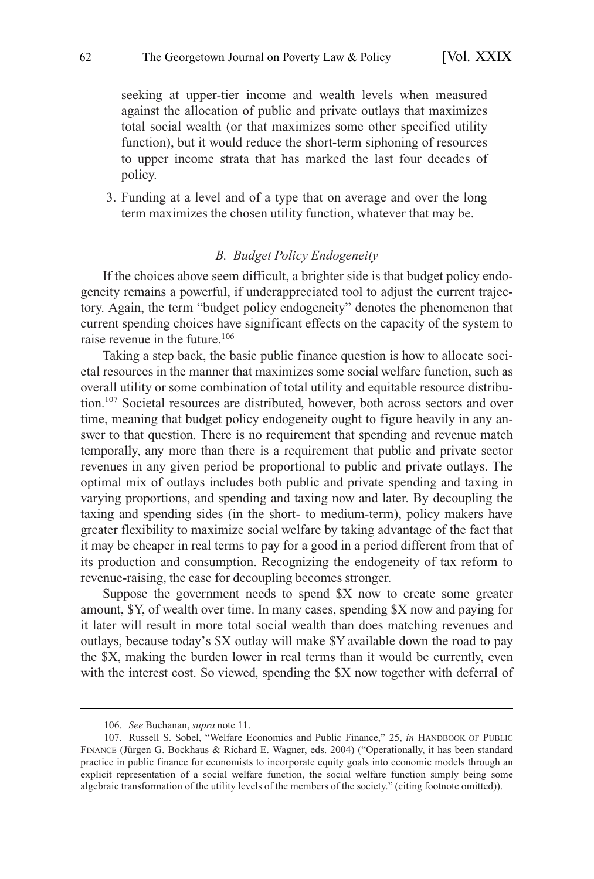seeking at upper-tier income and wealth levels when measured against the allocation of public and private outlays that maximizes total social wealth (or that maximizes some other specified utility function), but it would reduce the short-term siphoning of resources to upper income strata that has marked the last four decades of policy.

3. Funding at a level and of a type that on average and over the long term maximizes the chosen utility function, whatever that may be.

### *B. Budget Policy Endogeneity*

If the choices above seem difficult, a brighter side is that budget policy endogeneity remains a powerful, if underappreciated tool to adjust the current trajectory. Again, the term "budget policy endogeneity" denotes the phenomenon that current spending choices have significant effects on the capacity of the system to raise revenue in the future.[106]

Taking a step back, the basic public finance question is how to allocate societal resources in the manner that maximizes some social welfare function, such as overall utility or some combination of total utility and equitable resource distribution.[107] Societal resources are distributed, however, both across sectors and over time, meaning that budget policy endogeneity ought to figure heavily in any answer to that question. There is no requirement that spending and revenue match temporally, any more than there is a requirement that public and private sector revenues in any given period be proportional to public and private outlays. The optimal mix of outlays includes both public and private spending and taxing in varying proportions, and spending and taxing now and later. By decoupling the taxing and spending sides (in the short- to medium-term), policy makers have greater flexibility to maximize social welfare by taking advantage of the fact that it may be cheaper in real terms to pay for a good in a period different from that of its production and consumption. Recognizing the endogeneity of tax reform to revenue-raising, the case for decoupling becomes stronger.

Suppose the government needs to spend $X now to create some greater amount, $Y, of wealth over time. In many cases, spending $X now and paying for it later will result in more total social wealth than does matching revenues and outlays, because today's $X outlay will make $Y available down the road to pay the $X, making the burden lower in real terms than it would be currently, even with the interest cost. So viewed, spending the $X now together with deferral of

---

106. *See* Buchanan, *supra* note 11.

107. Russell S. Sobel, "Welfare Economics and Public Finance," 25, *in* HANDBOOK OF PUBLIC FINANCE (Jürgen G. Bockhaus & Richard E. Wagner, eds. 2004) ("Operationally, it has been standard practice in public finance for economists to incorporate equity goals into economic models through an explicit representation of a social welfare function, the social welfare function simply being some algebraic transformation of the utility levels of the members of the society." (citing footnote omitted)).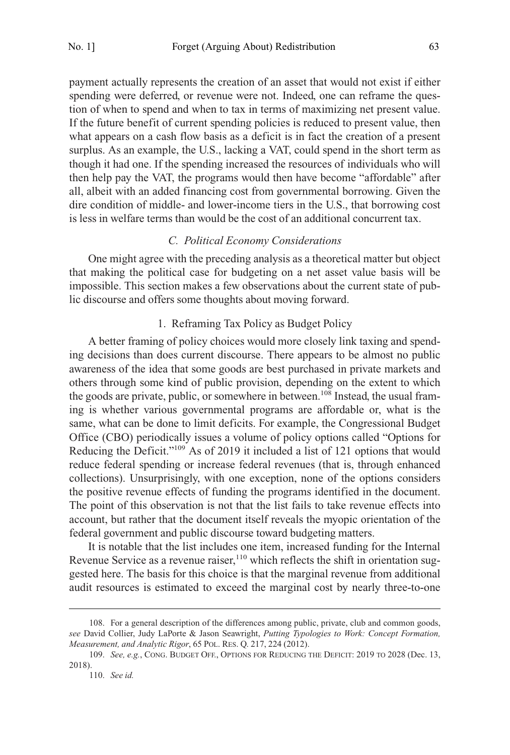payment actually represents the creation of an asset that would not exist if either spending were deferred, or revenue were not. Indeed, one can reframe the question of when to spend and when to tax in terms of maximizing net present value. If the future benefit of current spending policies is reduced to present value, then what appears on a cash flow basis as a deficit is in fact the creation of a present surplus. As an example, the U.S., lacking a VAT, could spend in the short term as though it had one. If the spending increased the resources of individuals who will then help pay the VAT, the programs would then have become "affordable" after all, albeit with an added financing cost from governmental borrowing. Given the dire condition of middle- and lower-income tiers in the U.S., that borrowing cost is less in welfare terms than would be the cost of an additional concurrent tax.

### *C. Political Economy Considerations*

One might agree with the preceding analysis as a theoretical matter but object that making the political case for budgeting on a net asset value basis will be impossible. This section makes a few observations about the current state of public discourse and offers some thoughts about moving forward.

#### 1. Reframing Tax Policy as Budget Policy

A better framing of policy choices would more closely link taxing and spending decisions than does current discourse. There appears to be almost no public awareness of the idea that some goods are best purchased in private markets and others through some kind of public provision, depending on the extent to which the goods are private, public, or somewhere in between.[108] Instead, the usual framing is whether various governmental programs are affordable or, what is the same, what can be done to limit deficits. For example, the Congressional Budget Office (CBO) periodically issues a volume of policy options called "Options for Reducing the Deficit."[109] As of 2019 it included a list of 121 options that would reduce federal spending or increase federal revenues (that is, through enhanced collections). Unsurprisingly, with one exception, none of the options considers the positive revenue effects of funding the programs identified in the document. The point of this observation is not that the list fails to take revenue effects into account, but rather that the document itself reveals the myopic orientation of the federal government and public discourse toward budgeting matters.

It is notable that the list includes one item, increased funding for the Internal Revenue Service as a revenue raiser,[110] which reflects the shift in orientation suggested here. The basis for this choice is that the marginal revenue from additional audit resources is estimated to exceed the marginal cost by nearly three-to-one

---

108. For a general description of the differences among public, private, club and common goods, *see* David Collier, Judy LaPorte & Jason Seawright, *Putting Typologies to Work: Concept Formation, Measurement, and Analytic Rigor*, 65 POL. RES. Q. 217, 224 (2012).

109. *See, e.g.*, CONG. BUDGET OFF., OPTIONS FOR REDUCING THE DEFICIT: 2019 TO 2028 (Dec. 13, 2018).

110. *See id.*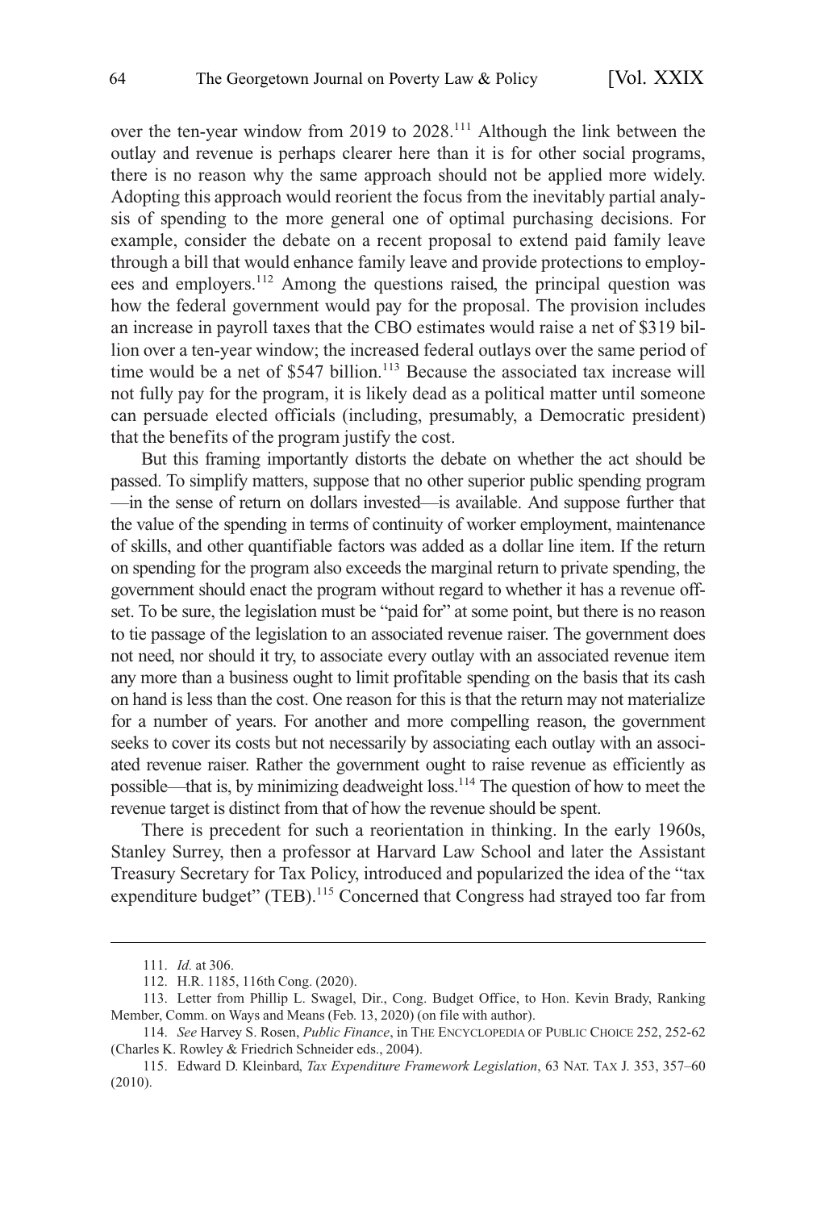over the ten-year window from 2019 to 2028.[111] Although the link between the outlay and revenue is perhaps clearer here than it is for other social programs, there is no reason why the same approach should not be applied more widely. Adopting this approach would reorient the focus from the inevitably partial analysis of spending to the more general one of optimal purchasing decisions. For example, consider the debate on a recent proposal to extend paid family leave through a bill that would enhance family leave and provide protections to employees and employers.[112] Among the questions raised, the principal question was how the federal government would pay for the proposal. The provision includes an increase in payroll taxes that the CBO estimates would raise a net of $319 billion over a ten-year window; the increased federal outlays over the same period of time would be a net of $547 billion.[113] Because the associated tax increase will not fully pay for the program, it is likely dead as a political matter until someone can persuade elected officials (including, presumably, a Democratic president) that the benefits of the program justify the cost.

But this framing importantly distorts the debate on whether the act should be passed. To simplify matters, suppose that no other superior public spending program —in the sense of return on dollars invested—is available. And suppose further that the value of the spending in terms of continuity of worker employment, maintenance of skills, and other quantifiable factors was added as a dollar line item. If the return on spending for the program also exceeds the marginal return to private spending, the government should enact the program without regard to whether it has a revenue offset. To be sure, the legislation must be "paid for" at some point, but there is no reason to tie passage of the legislation to an associated revenue raiser. The government does not need, nor should it try, to associate every outlay with an associated revenue item any more than a business ought to limit profitable spending on the basis that its cash on hand is less than the cost. One reason for this is that the return may not materialize for a number of years. For another and more compelling reason, the government seeks to cover its costs but not necessarily by associating each outlay with an associated revenue raiser. Rather the government ought to raise revenue as efficiently as possible—that is, by minimizing deadweight loss.[114] The question of how to meet the revenue target is distinct from that of how the revenue should be spent.

There is precedent for such a reorientation in thinking. In the early 1960s, Stanley Surrey, then a professor at Harvard Law School and later the Assistant Treasury Secretary for Tax Policy, introduced and popularized the idea of the "tax expenditure budget" (TEB).[115] Concerned that Congress had strayed too far from

111. *Id.* at 306.

112. H.R. 1185, 116th Cong. (2020).

113. Letter from Phillip L. Swagel, Dir., Cong. Budget Office, to Hon. Kevin Brady, Ranking Member, Comm. on Ways and Means (Feb. 13, 2020) (on file with author).

114. *See* Harvey S. Rosen, *Public Finance*, in THE ENCYCLOPEDIA OF PUBLIC CHOICE 252, 252-62 (Charles K. Rowley & Friedrich Schneider eds., 2004).

115. Edward D. Kleinbard, *Tax Expenditure Framework Legislation*, 63 NAT. TAX J. 353, 357–60 (2010).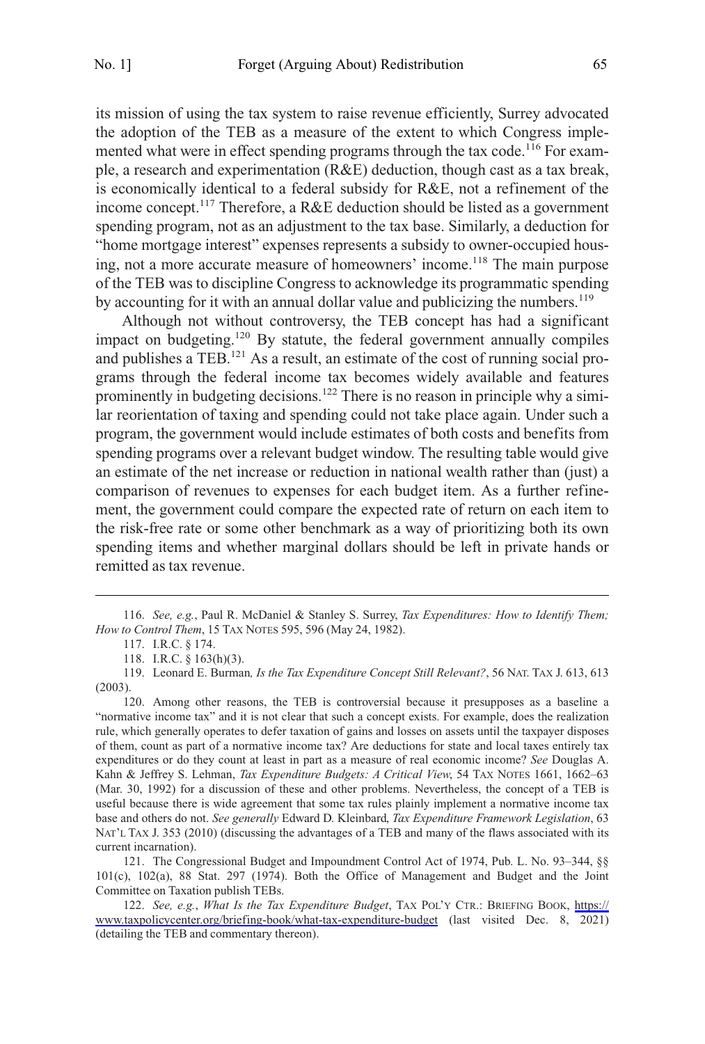its mission of using the tax system to raise revenue efficiently, Surrey advocated the adoption of the TEB as a measure of the extent to which Congress implemented what were in effect spending programs through the tax code.[116] For example, a research and experimentation (R&E) deduction, though cast as a tax break, is economically identical to a federal subsidy for R&E, not a refinement of the income concept.[117] Therefore, a R&E deduction should be listed as a government spending program, not as an adjustment to the tax base. Similarly, a deduction for "home mortgage interest" expenses represents a subsidy to owner-occupied housing, not a more accurate measure of homeowners' income.[118] The main purpose of the TEB was to discipline Congress to acknowledge its programmatic spending by accounting for it with an annual dollar value and publicizing the numbers.[119]

Although not without controversy, the TEB concept has had a significant impact on budgeting.[120] By statute, the federal government annually compiles and publishes a TEB.[121] As a result, an estimate of the cost of running social programs through the federal income tax becomes widely available and features prominently in budgeting decisions.[122] There is no reason in principle why a similar reorientation of taxing and spending could not take place again. Under such a program, the government would include estimates of both costs and benefits from spending programs over a relevant budget window. The resulting table would give an estimate of the net increase or reduction in national wealth rather than (just) a comparison of revenues to expenses for each budget item. As a further refinement, the government could compare the expected rate of return on each item to the risk-free rate or some other benchmark as a way of prioritizing both its own spending items and whether marginal dollars should be left in private hands or remitted as tax revenue.

---

116. *See, e.g.*, Paul R. McDaniel & Stanley S. Surrey, *Tax Expenditures: How to Identify Them; How to Control Them*, 15 TAX NOTES 595, 596 (May 24, 1982).

117. I.R.C. § 174.

118. I.R.C. § 163(h)(3).

119. Leonard E. Burman*, Is the Tax Expenditure Concept Still Relevant?*, 56 NAT. TAX J. 613, 613 (2003).

120. Among other reasons, the TEB is controversial because it presupposes as a baseline a "normative income tax" and it is not clear that such a concept exists. For example, does the realization rule, which generally operates to defer taxation of gains and losses on assets until the taxpayer disposes of them, count as part of a normative income tax? Are deductions for state and local taxes entirely tax expenditures or do they count at least in part as a measure of real economic income? *See* Douglas A. Kahn & Jeffrey S. Lehman, *Tax Expenditure Budgets: A Critical View*, 54 TAX NOTES 1661, 1662–63 (Mar. 30, 1992) for a discussion of these and other problems. Nevertheless, the concept of a TEB is useful because there is wide agreement that some tax rules plainly implement a normative income tax base and others do not. *See generally* Edward D. Kleinbard, *Tax Expenditure Framework Legislation*, 63 NAT'L TAX J. 353 (2010) (discussing the advantages of a TEB and many of the flaws associated with its current incarnation).

121. The Congressional Budget and Impoundment Control Act of 1974, Pub. L. No. 93–344, §§ 101(c), 102(a), 88 Stat. 297 (1974). Both the Office of Management and Budget and the Joint Committee on Taxation publish TEBs.

122. *See, e.g.*, *What Is the Tax Expenditure Budget*, TAX POL'Y CTR.: BRIEFING BOOK, https://www.taxpolicycenter.org/briefing-book/what-tax-expenditure-budget (last visited Dec. 8, 2021) (detailing the TEB and commentary thereon).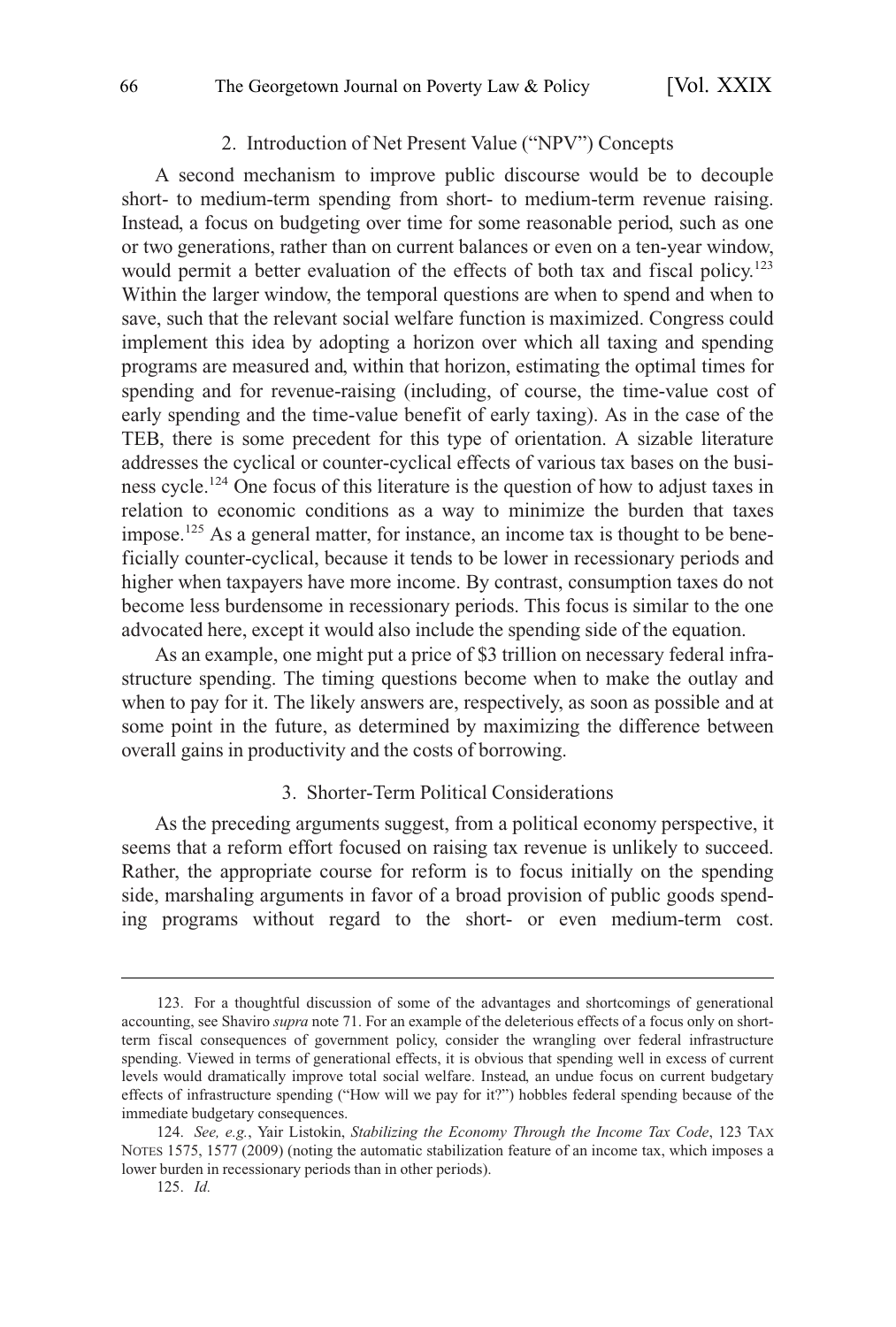### 2. Introduction of Net Present Value ("NPV") Concepts

A second mechanism to improve public discourse would be to decouple short- to medium-term spending from short- to medium-term revenue raising. Instead, a focus on budgeting over time for some reasonable period, such as one or two generations, rather than on current balances or even on a ten-year window, would permit a better evaluation of the effects of both tax and fiscal policy.[123] Within the larger window, the temporal questions are when to spend and when to save, such that the relevant social welfare function is maximized. Congress could implement this idea by adopting a horizon over which all taxing and spending programs are measured and, within that horizon, estimating the optimal times for spending and for revenue-raising (including, of course, the time-value cost of early spending and the time-value benefit of early taxing). As in the case of the TEB, there is some precedent for this type of orientation. A sizable literature addresses the cyclical or counter-cyclical effects of various tax bases on the business cycle.[124] One focus of this literature is the question of how to adjust taxes in relation to economic conditions as a way to minimize the burden that taxes impose.[125] As a general matter, for instance, an income tax is thought to be beneficially counter-cyclical, because it tends to be lower in recessionary periods and higher when taxpayers have more income. By contrast, consumption taxes do not become less burdensome in recessionary periods. This focus is similar to the one advocated here, except it would also include the spending side of the equation.

As an example, one might put a price of $3 trillion on necessary federal infrastructure spending. The timing questions become when to make the outlay and when to pay for it. The likely answers are, respectively, as soon as possible and at some point in the future, as determined by maximizing the difference between overall gains in productivity and the costs of borrowing.

### 3. Shorter-Term Political Considerations

As the preceding arguments suggest, from a political economy perspective, it seems that a reform effort focused on raising tax revenue is unlikely to succeed. Rather, the appropriate course for reform is to focus initially on the spending side, marshaling arguments in favor of a broad provision of public goods spending programs without regard to the short- or even medium-term cost.

---

123. For a thoughtful discussion of some of the advantages and shortcomings of generational accounting, see Shaviro *supra* note 71. For an example of the deleterious effects of a focus only on short-term fiscal consequences of government policy, consider the wrangling over federal infrastructure spending. Viewed in terms of generational effects, it is obvious that spending well in excess of current levels would dramatically improve total social welfare. Instead, an undue focus on current budgetary effects of infrastructure spending ("How will we pay for it?") hobbles federal spending because of the immediate budgetary consequences.

124. *See, e.g.*, Yair Listokin, *Stabilizing the Economy Through the Income Tax Code*, 123 TAX NOTES 1575, 1577 (2009) (noting the automatic stabilization feature of an income tax, which imposes a lower burden in recessionary periods than in other periods).

125. *Id.*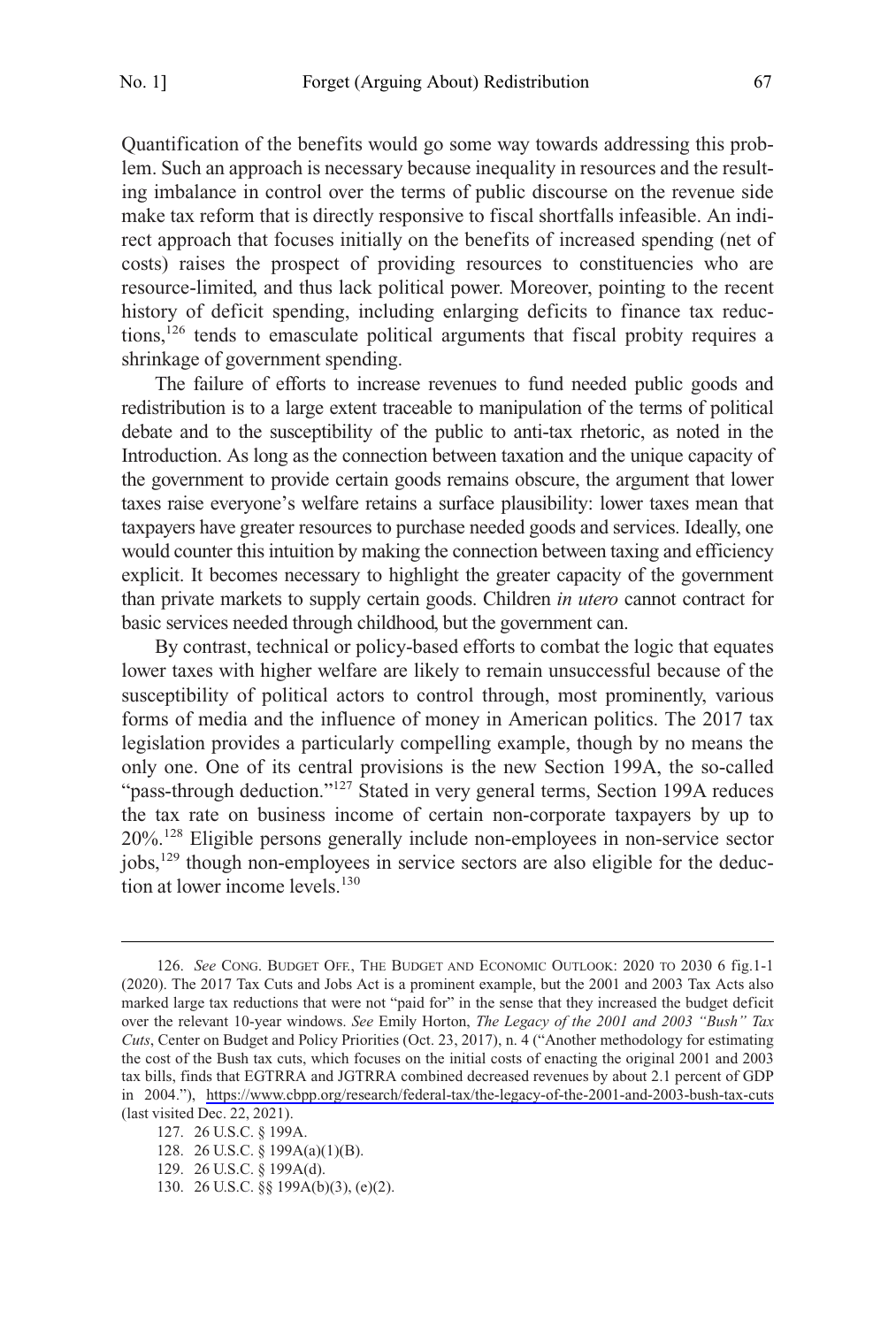Quantification of the benefits would go some way towards addressing this problem. Such an approach is necessary because inequality in resources and the resulting imbalance in control over the terms of public discourse on the revenue side make tax reform that is directly responsive to fiscal shortfalls infeasible. An indirect approach that focuses initially on the benefits of increased spending (net of costs) raises the prospect of providing resources to constituencies who are resource-limited, and thus lack political power. Moreover, pointing to the recent history of deficit spending, including enlarging deficits to finance tax reductions,[126] tends to emasculate political arguments that fiscal probity requires a shrinkage of government spending.

The failure of efforts to increase revenues to fund needed public goods and redistribution is to a large extent traceable to manipulation of the terms of political debate and to the susceptibility of the public to anti-tax rhetoric, as noted in the Introduction. As long as the connection between taxation and the unique capacity of the government to provide certain goods remains obscure, the argument that lower taxes raise everyone's welfare retains a surface plausibility: lower taxes mean that taxpayers have greater resources to purchase needed goods and services. Ideally, one would counter this intuition by making the connection between taxing and efficiency explicit. It becomes necessary to highlight the greater capacity of the government than private markets to supply certain goods. Children *in utero* cannot contract for basic services needed through childhood, but the government can.

By contrast, technical or policy-based efforts to combat the logic that equates lower taxes with higher welfare are likely to remain unsuccessful because of the susceptibility of political actors to control through, most prominently, various forms of media and the influence of money in American politics. The 2017 tax legislation provides a particularly compelling example, though by no means the only one. One of its central provisions is the new Section 199A, the so-called "pass-through deduction."[127] Stated in very general terms, Section 199A reduces the tax rate on business income of certain non-corporate taxpayers by up to 20%.[128] Eligible persons generally include non-employees in non-service sector jobs,[129] though non-employees in service sectors are also eligible for the deduction at lower income levels.[130]

---

126. *See* CONG. BUDGET OFF., THE BUDGET AND ECONOMIC OUTLOOK: 2020 TO 2030 6 fig.1-1 (2020). The 2017 Tax Cuts and Jobs Act is a prominent example, but the 2001 and 2003 Tax Acts also marked large tax reductions that were not "paid for" in the sense that they increased the budget deficit over the relevant 10-year windows. *See* Emily Horton, *The Legacy of the 2001 and 2003 "Bush" Tax Cuts*, Center on Budget and Policy Priorities (Oct. 23, 2017), n. 4 ("Another methodology for estimating the cost of the Bush tax cuts, which focuses on the initial costs of enacting the original 2001 and 2003 tax bills, finds that EGTRRA and JGTRRA combined decreased revenues by about 2.1 percent of GDP in 2004."), https://www.cbpp.org/research/federal-tax/the-legacy-of-the-2001-and-2003-bush-tax-cuts (last visited Dec. 22, 2021).

127. 26 U.S.C. § 199A.

128. 26 U.S.C. § 199A(a)(1)(B).

129. 26 U.S.C. § 199A(d).

130. 26 U.S.C. §§ 199A(b)(3), (e)(2).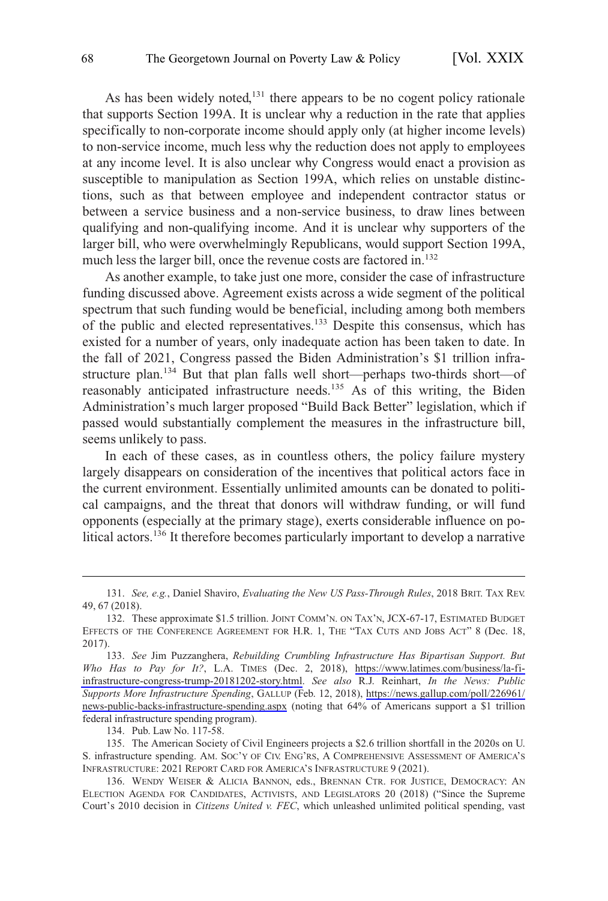As has been widely noted,[131] there appears to be no cogent policy rationale that supports Section 199A. It is unclear why a reduction in the rate that applies specifically to non-corporate income should apply only (at higher income levels) to non-service income, much less why the reduction does not apply to employees at any income level. It is also unclear why Congress would enact a provision as susceptible to manipulation as Section 199A, which relies on unstable distinctions, such as that between employee and independent contractor status or between a service business and a non-service business, to draw lines between qualifying and non-qualifying income. And it is unclear why supporters of the larger bill, who were overwhelmingly Republicans, would support Section 199A, much less the larger bill, once the revenue costs are factored in.[132]

As another example, to take just one more, consider the case of infrastructure funding discussed above. Agreement exists across a wide segment of the political spectrum that such funding would be beneficial, including among both members of the public and elected representatives.[133] Despite this consensus, which has existed for a number of years, only inadequate action has been taken to date. In the fall of 2021, Congress passed the Biden Administration's $1 trillion infrastructure plan.[134] But that plan falls well short—perhaps two-thirds short—of reasonably anticipated infrastructure needs.[135] As of this writing, the Biden Administration's much larger proposed "Build Back Better" legislation, which if passed would substantially complement the measures in the infrastructure bill, seems unlikely to pass.

In each of these cases, as in countless others, the policy failure mystery largely disappears on consideration of the incentives that political actors face in the current environment. Essentially unlimited amounts can be donated to political campaigns, and the threat that donors will withdraw funding, or will fund opponents (especially at the primary stage), exerts considerable influence on political actors.[136] It therefore becomes particularly important to develop a narrative

---

131. *See, e.g.*, Daniel Shaviro, *Evaluating the New US Pass-Through Rules*, 2018 BRIT. TAX REV. 49, 67 (2018).

132. These approximate $1.5 trillion. JOINT COMM'N. ON TAX'N, JCX-67-17, ESTIMATED BUDGET EFFECTS OF THE CONFERENCE AGREEMENT FOR H.R. 1, THE "TAX CUTS AND JOBS ACT" 8 (Dec. 18, 2017).

133. *See* Jim Puzzanghera, *Rebuilding Crumbling Infrastructure Has Bipartisan Support. But Who Has to Pay for It?*, L.A. TIMES (Dec. 2, 2018), https://www.latimes.com/business/la-fi-infrastructure-congress-trump-20181202-story.html. *See also* R.J. Reinhart, *In the News: Public Supports More Infrastructure Spending*, GALLUP (Feb. 12, 2018), https://news.gallup.com/poll/226961/news-public-backs-infrastructure-spending.aspx (noting that 64% of Americans support a $1 trillion federal infrastructure spending program).

134. Pub. Law No. 117-58.

135. The American Society of Civil Engineers projects a $2.6 trillion shortfall in the 2020s on U. S. infrastructure spending. AM. SOC'Y OF CIV. ENG'RS, A COMPREHENSIVE ASSESSMENT OF AMERICA'S INFRASTRUCTURE: 2021 REPORT CARD FOR AMERICA'S INFRASTRUCTURE 9 (2021).

136. WENDY WEISER & ALICIA BANNON, eds., BRENNAN CTR. FOR JUSTICE, DEMOCRACY: AN ELECTION AGENDA FOR CANDIDATES, ACTIVISTS, AND LEGISLATORS 20 (2018) ("Since the Supreme Court's 2010 decision in *Citizens United v. FEC*, which unleashed unlimited political spending, vast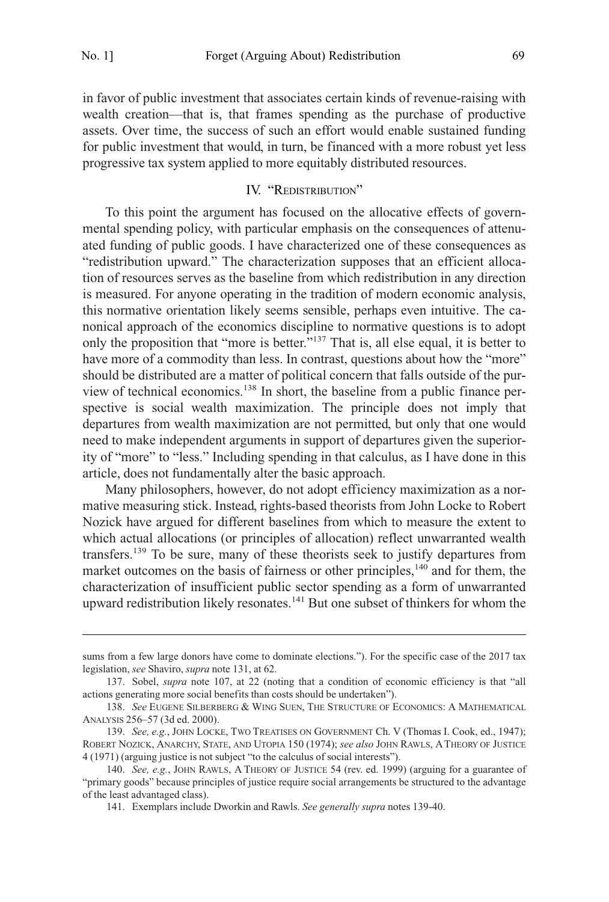in favor of public investment that associates certain kinds of revenue-raising with wealth creation—that is, that frames spending as the purchase of productive assets. Over time, the success of such an effort would enable sustained funding for public investment that would, in turn, be financed with a more robust yet less progressive tax system applied to more equitably distributed resources.

## IV. "Redistribution"

To this point the argument has focused on the allocative effects of governmental spending policy, with particular emphasis on the consequences of attenuated funding of public goods. I have characterized one of these consequences as "redistribution upward." The characterization supposes that an efficient allocation of resources serves as the baseline from which redistribution in any direction is measured. For anyone operating in the tradition of modern economic analysis, this normative orientation likely seems sensible, perhaps even intuitive. The canonical approach of the economics discipline to normative questions is to adopt only the proposition that "more is better."[137] That is, all else equal, it is better to have more of a commodity than less. In contrast, questions about how the "more" should be distributed are a matter of political concern that falls outside of the purview of technical economics.[138] In short, the baseline from a public finance perspective is social wealth maximization. The principle does not imply that departures from wealth maximization are not permitted, but only that one would need to make independent arguments in support of departures given the superiority of "more" to "less." Including spending in that calculus, as I have done in this article, does not fundamentally alter the basic approach.

Many philosophers, however, do not adopt efficiency maximization as a normative measuring stick. Instead, rights-based theorists from John Locke to Robert Nozick have argued for different baselines from which to measure the extent to which actual allocations (or principles of allocation) reflect unwarranted wealth transfers.[139] To be sure, many of these theorists seek to justify departures from market outcomes on the basis of fairness or other principles,[140] and for them, the characterization of insufficient public sector spending as a form of unwarranted upward redistribution likely resonates.[141] But one subset of thinkers for whom the

---

sums from a few large donors have come to dominate elections."). For the specific case of the 2017 tax legislation, *see* Shaviro, *supra* note 131, at 62.

137. Sobel, *supra* note 107, at 22 (noting that a condition of economic efficiency is that "all actions generating more social benefits than costs should be undertaken").

138. *See* Eugene Silberberg & Wing Suen, The Structure of Economics: A Mathematical Analysis 256–57 (3d ed. 2000).

139. *See, e.g.*, John Locke, Two Treatises on Government Ch. V (Thomas I. Cook, ed., 1947); Robert Nozick, Anarchy, State, and Utopia 150 (1974); *see also* John Rawls, A Theory of Justice 4 (1971) (arguing justice is not subject "to the calculus of social interests").

140. *See, e.g.*, John Rawls, A Theory of Justice 54 (rev. ed. 1999) (arguing for a guarantee of "primary goods" because principles of justice require social arrangements be structured to the advantage of the least advantaged class).

141. Exemplars include Dworkin and Rawls. *See generally supra* notes 139-40.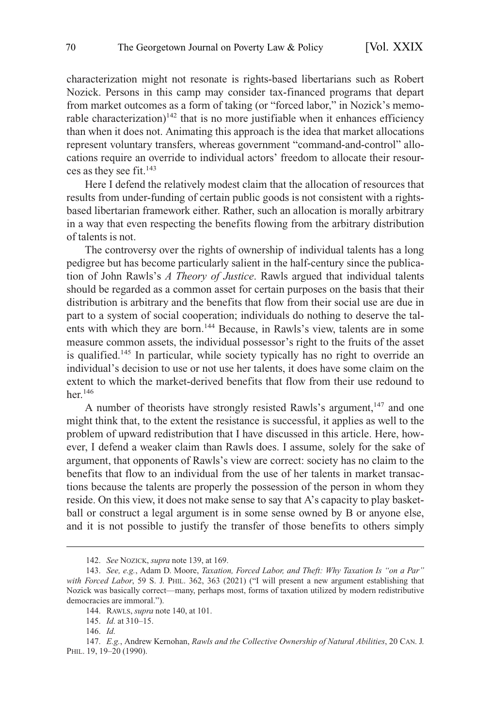characterization might not resonate is rights-based libertarians such as Robert Nozick. Persons in this camp may consider tax-financed programs that depart from market outcomes as a form of taking (or "forced labor," in Nozick's memorable characterization)[142] that is no more justifiable when it enhances efficiency than when it does not. Animating this approach is the idea that market allocations represent voluntary transfers, whereas government "command-and-control" allocations require an override to individual actors' freedom to allocate their resources as they see fit.[143]

Here I defend the relatively modest claim that the allocation of resources that results from under-funding of certain public goods is not consistent with a rights-based libertarian framework either. Rather, such an allocation is morally arbitrary in a way that even respecting the benefits flowing from the arbitrary distribution of talents is not.

The controversy over the rights of ownership of individual talents has a long pedigree but has become particularly salient in the half-century since the publication of John Rawls's *A Theory of Justice*. Rawls argued that individual talents should be regarded as a common asset for certain purposes on the basis that their distribution is arbitrary and the benefits that flow from their social use are due in part to a system of social cooperation; individuals do nothing to deserve the talents with which they are born.[144] Because, in Rawls's view, talents are in some measure common assets, the individual possessor's right to the fruits of the asset is qualified.[145] In particular, while society typically has no right to override an individual's decision to use or not use her talents, it does have some claim on the extent to which the market-derived benefits that flow from their use redound to her.[146]

A number of theorists have strongly resisted Rawls's argument,[147] and one might think that, to the extent the resistance is successful, it applies as well to the problem of upward redistribution that I have discussed in this article. Here, however, I defend a weaker claim than Rawls does. I assume, solely for the sake of argument, that opponents of Rawls's view are correct: society has no claim to the benefits that flow to an individual from the use of her talents in market transactions because the talents are properly the possession of the person in whom they reside. On this view, it does not make sense to say that A's capacity to play basketball or construct a legal argument is in some sense owned by B or anyone else, and it is not possible to justify the transfer of those benefits to others simply

---

142. *See* NOZICK, *supra* note 139, at 169.

143. *See, e.g.*, Adam D. Moore, *Taxation, Forced Labor, and Theft: Why Taxation Is "on a Par" with Forced Labor*, 59 S. J. PHIL. 362, 363 (2021) ("I will present a new argument establishing that Nozick was basically correct—many, perhaps most, forms of taxation utilized by modern redistributive democracies are immoral.").

144. RAWLS, *supra* note 140, at 101.

145. *Id.* at 310–15.

146. *Id.*

147. *E.g.*, Andrew Kernohan, *Rawls and the Collective Ownership of Natural Abilities*, 20 CAN. J. PHIL. 19, 19–20 (1990).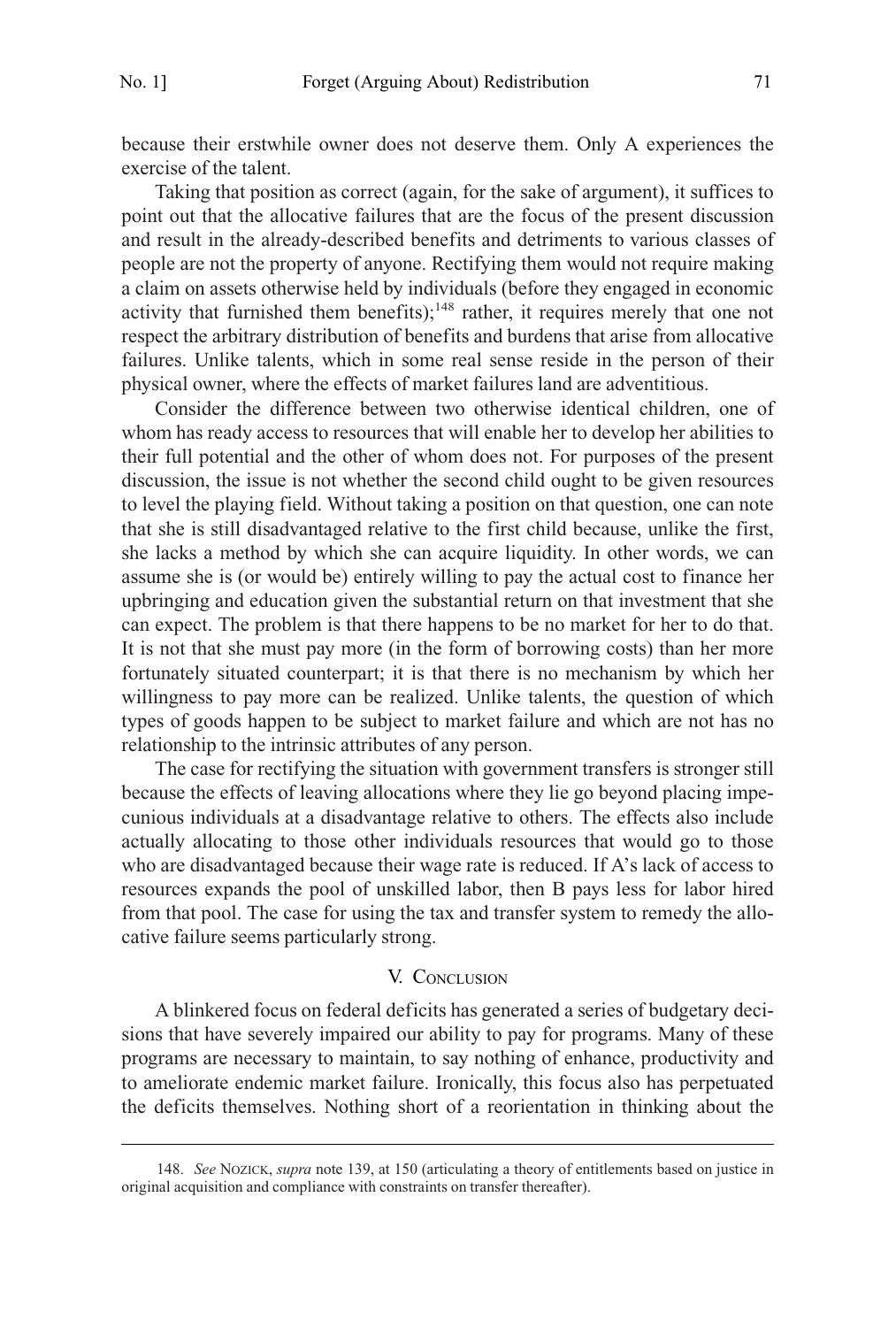because their erstwhile owner does not deserve them. Only A experiences the exercise of the talent.

Taking that position as correct (again, for the sake of argument), it suffices to point out that the allocative failures that are the focus of the present discussion and result in the already-described benefits and detriments to various classes of people are not the property of anyone. Rectifying them would not require making a claim on assets otherwise held by individuals (before they engaged in economic activity that furnished them benefits);[148] rather, it requires merely that one not respect the arbitrary distribution of benefits and burdens that arise from allocative failures. Unlike talents, which in some real sense reside in the person of their physical owner, where the effects of market failures land are adventitious.

Consider the difference between two otherwise identical children, one of whom has ready access to resources that will enable her to develop her abilities to their full potential and the other of whom does not. For purposes of the present discussion, the issue is not whether the second child ought to be given resources to level the playing field. Without taking a position on that question, one can note that she is still disadvantaged relative to the first child because, unlike the first, she lacks a method by which she can acquire liquidity. In other words, we can assume she is (or would be) entirely willing to pay the actual cost to finance her upbringing and education given the substantial return on that investment that she can expect. The problem is that there happens to be no market for her to do that. It is not that she must pay more (in the form of borrowing costs) than her more fortunately situated counterpart; it is that there is no mechanism by which her willingness to pay more can be realized. Unlike talents, the question of which types of goods happen to be subject to market failure and which are not has no relationship to the intrinsic attributes of any person.

The case for rectifying the situation with government transfers is stronger still because the effects of leaving allocations where they lie go beyond placing impecunious individuals at a disadvantage relative to others. The effects also include actually allocating to those other individuals resources that would go to those who are disadvantaged because their wage rate is reduced. If A's lack of access to resources expands the pool of unskilled labor, then B pays less for labor hired from that pool. The case for using the tax and transfer system to remedy the allocative failure seems particularly strong.

## V. Conclusion

A blinkered focus on federal deficits has generated a series of budgetary decisions that have severely impaired our ability to pay for programs. Many of these programs are necessary to maintain, to say nothing of enhance, productivity and to ameliorate endemic market failure. Ironically, this focus also has perpetuated the deficits themselves. Nothing short of a reorientation in thinking about the

148. *See* Nozick, *supra* note 139, at 150 (articulating a theory of entitlements based on justice in original acquisition and compliance with constraints on transfer thereafter).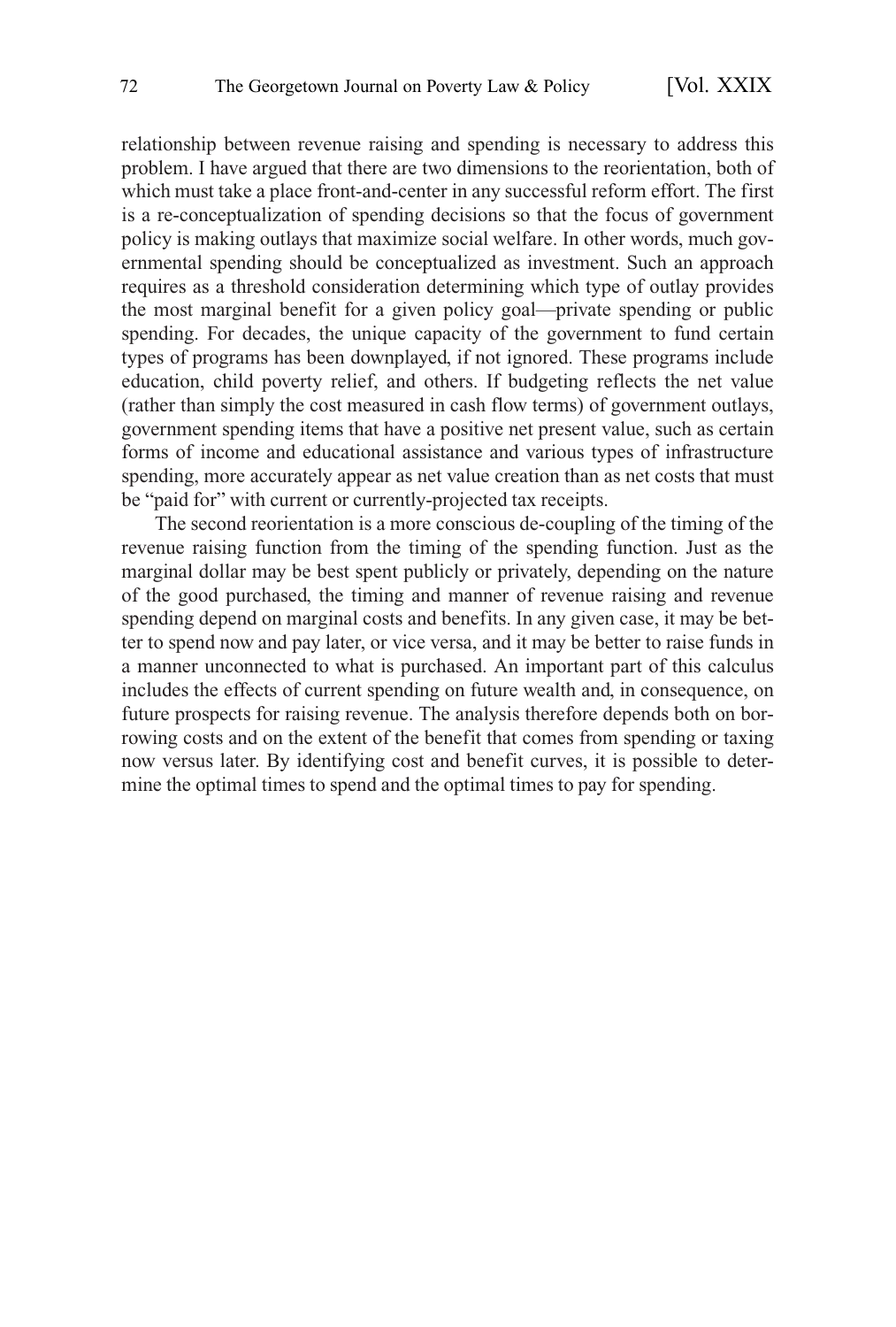relationship between revenue raising and spending is necessary to address this problem. I have argued that there are two dimensions to the reorientation, both of which must take a place front-and-center in any successful reform effort. The first is a re-conceptualization of spending decisions so that the focus of government policy is making outlays that maximize social welfare. In other words, much governmental spending should be conceptualized as investment. Such an approach requires as a threshold consideration determining which type of outlay provides the most marginal benefit for a given policy goal—private spending or public spending. For decades, the unique capacity of the government to fund certain types of programs has been downplayed, if not ignored. These programs include education, child poverty relief, and others. If budgeting reflects the net value (rather than simply the cost measured in cash flow terms) of government outlays, government spending items that have a positive net present value, such as certain forms of income and educational assistance and various types of infrastructure spending, more accurately appear as net value creation than as net costs that must be "paid for" with current or currently-projected tax receipts.

The second reorientation is a more conscious de-coupling of the timing of the revenue raising function from the timing of the spending function. Just as the marginal dollar may be best spent publicly or privately, depending on the nature of the good purchased, the timing and manner of revenue raising and revenue spending depend on marginal costs and benefits. In any given case, it may be better to spend now and pay later, or vice versa, and it may be better to raise funds in a manner unconnected to what is purchased. An important part of this calculus includes the effects of current spending on future wealth and, in consequence, on future prospects for raising revenue. The analysis therefore depends both on borrowing costs and on the extent of the benefit that comes from spending or taxing now versus later. By identifying cost and benefit curves, it is possible to determine the optimal times to spend and the optimal times to pay for spending.